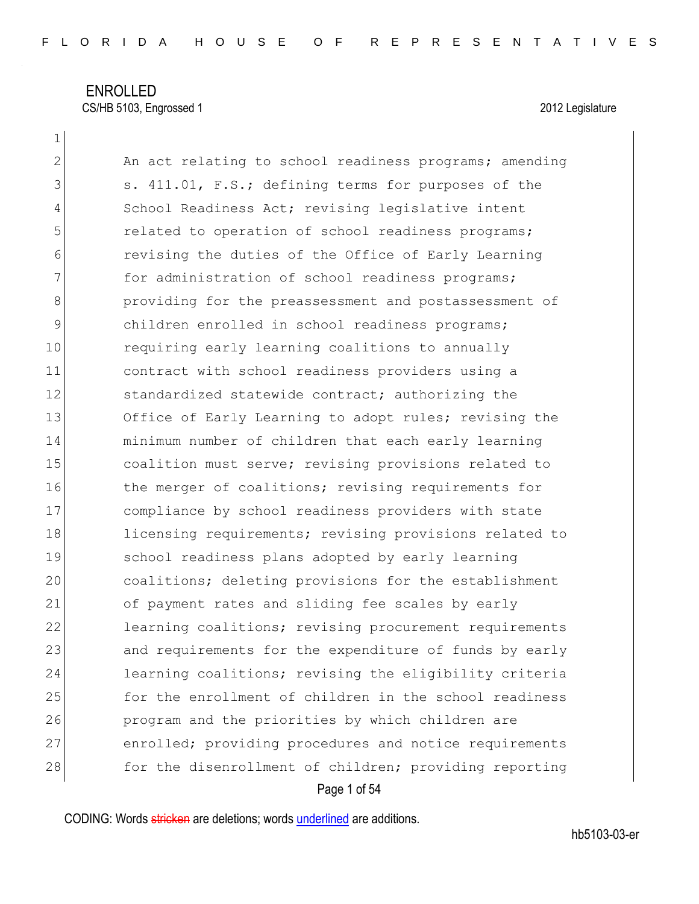ENROLLED

CS/HB 5103, Engrossed 1 2012 Legislature

An act relating to school readiness programs; amending s. 411.01, F.S.; defining terms for purposes of the School Readiness Act; revising legislative intent related to operation of school readiness programs; revising the duties of the Office of Early Learning for administration of school readiness programs; providing for the preassessment and postassessment of children enrolled in school readiness programs; requiring early learning coalitions to annually contract with school readiness providers using a standardized statewide contract; authorizing the Office of Early Learning to adopt rules; revising the minimum number of children that each early learning coalition must serve; revising provisions related to the merger of coalitions; revising requirements for compliance by school readiness providers with state licensing requirements; revising provisions related to school readiness plans adopted by early learning coalitions; deleting provisions for the establishment of payment rates and sliding fee scales by early learning coalitions; revising procurement requirements and requirements for the expenditure of funds by early learning coalitions; revising the eligibility criteria for the enrollment of children in the school readiness program and the priorities by which children are enrolled; providing procedures and notice requirements for the disenrollment of children; providing reporting

CODING: Words stricken are deletions; words underlined are additions.

hb5103-03-er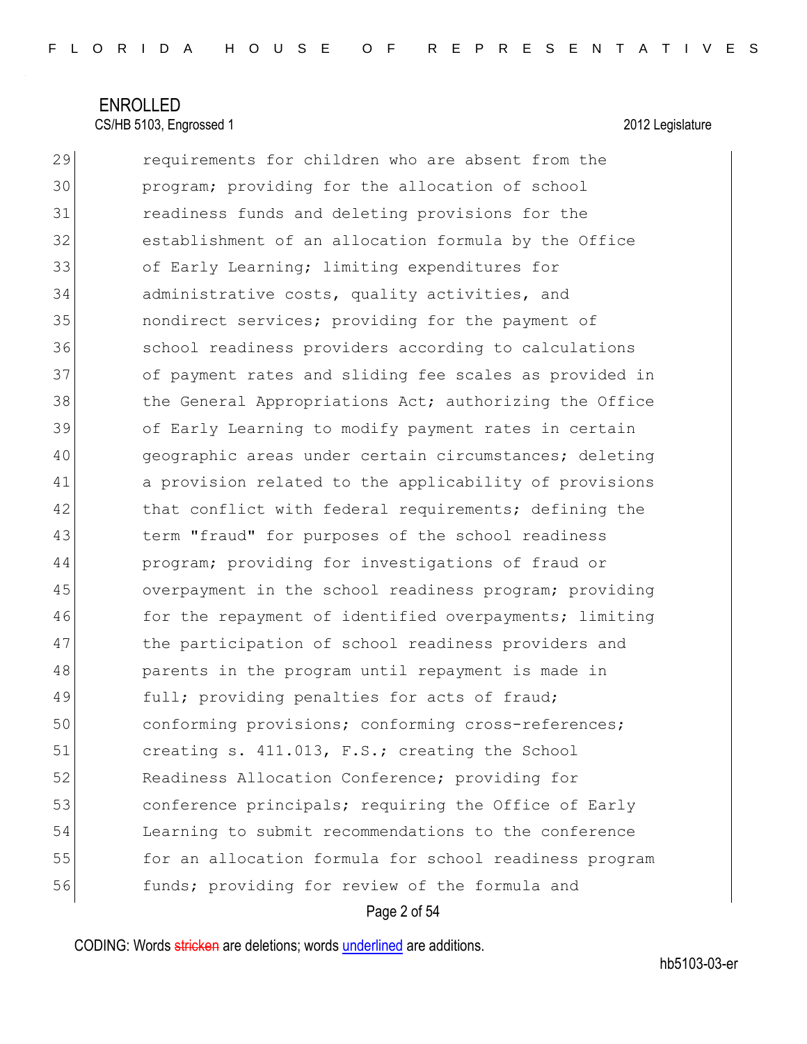29 requirements for children who are absent from the
30 program; providing for the allocation of school
31 readiness funds and deleting provisions for the
32 establishment of an allocation formula by the Office
33 of Early Learning; limiting expenditures for
34 administrative costs, quality activities, and
35 nondirect services; providing for the payment of
36 school readiness providers according to calculations
37 of payment rates and sliding fee scales as provided in
38 the General Appropriations Act; authorizing the Office
39 of Early Learning to modify payment rates in certain
40 geographic areas under certain circumstances; deleting
41 a provision related to the applicability of provisions
42 that conflict with federal requirements; defining the
43 term "fraud" for purposes of the school readiness
44 program; providing for investigations of fraud or
45 overpayment in the school readiness program; providing
46 for the repayment of identified overpayments; limiting
47 the participation of school readiness providers and
48 parents in the program until repayment is made in
49 full; providing penalties for acts of fraud;
50 conforming provisions; conforming cross-references;
51 creating s. 411.013, F.S.; creating the School
52 Readiness Allocation Conference; providing for
53 conference principals; requiring the Office of Early
54 Learning to submit recommendations to the conference
55 for an allocation formula for school readiness program
56 funds; providing for review of the formula and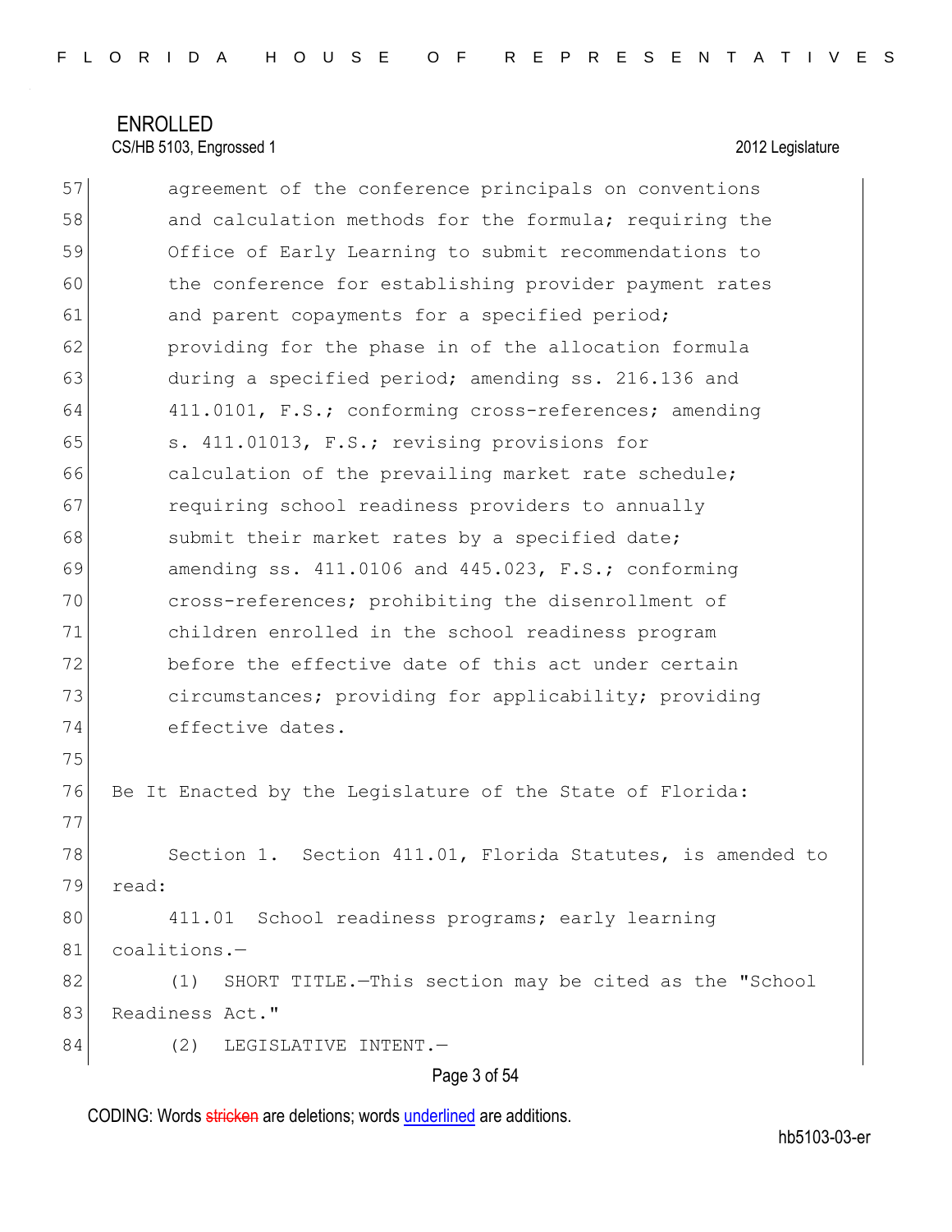agreement of the conference principals on conventions and calculation methods for the formula; requiring the Office of Early Learning to submit recommendations to the conference for establishing provider payment rates and parent copayments for a specified period; providing for the phase in of the allocation formula during a specified period; amending ss. 216.136 and 411.0101, F.S.; conforming cross-references; amending s. 411.01013, F.S.; revising provisions for calculation of the prevailing market rate schedule; requiring school readiness providers to annually submit their market rates by a specified date; amending ss. 411.0106 and 445.023, F.S.; conforming cross-references; prohibiting the disenrollment of children enrolled in the school readiness program before the effective date of this act under certain circumstances; providing for applicability; providing effective dates.

Be It Enacted by the Legislature of the State of Florida:

Section 1. Section 411.01, Florida Statutes, is amended to read:

411.01 School readiness programs; early learning coalitions.—

(1) SHORT TITLE.—This section may be cited as the "School Readiness Act."

(2) LEGISLATIVE INTENT.—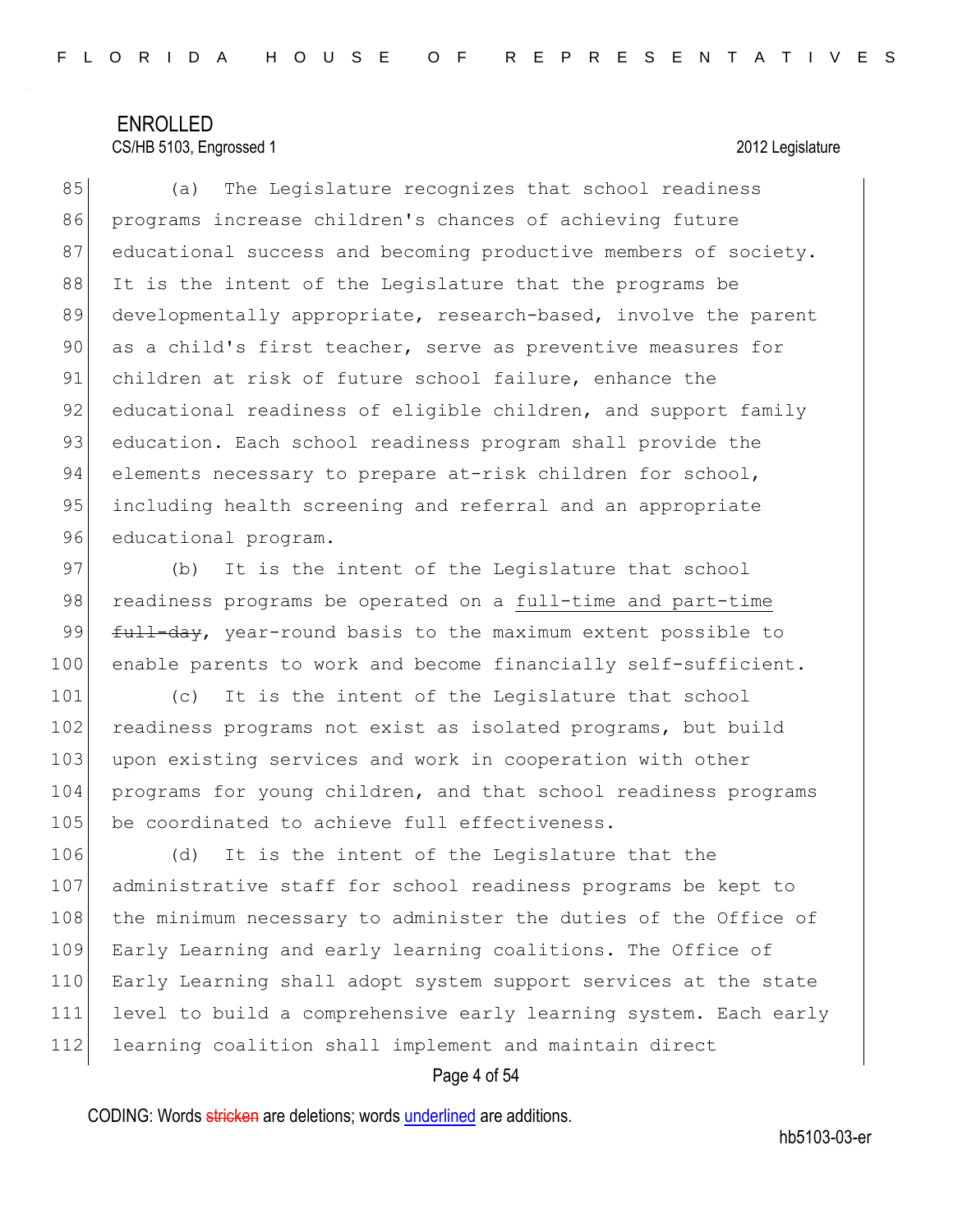(a) The Legislature recognizes that school readiness programs increase children's chances of achieving future educational success and becoming productive members of society. It is the intent of the Legislature that the programs be developmentally appropriate, research-based, involve the parent as a child's first teacher, serve as preventive measures for children at risk of future school failure, enhance the educational readiness of eligible children, and support family education. Each school readiness program shall provide the elements necessary to prepare at-risk children for school, including health screening and referral and an appropriate educational program.

(b) It is the intent of the Legislature that school readiness programs be operated on a <u>full-time and part-time</u> ~~full-day~~, year-round basis to the maximum extent possible to enable parents to work and become financially self-sufficient.

(c) It is the intent of the Legislature that school readiness programs not exist as isolated programs, but build upon existing services and work in cooperation with other programs for young children, and that school readiness programs be coordinated to achieve full effectiveness.

(d) It is the intent of the Legislature that the administrative staff for school readiness programs be kept to the minimum necessary to administer the duties of the Office of Early Learning and early learning coalitions. The Office of Early Learning shall adopt system support services at the state level to build a comprehensive early learning system. Each early learning coalition shall implement and maintain direct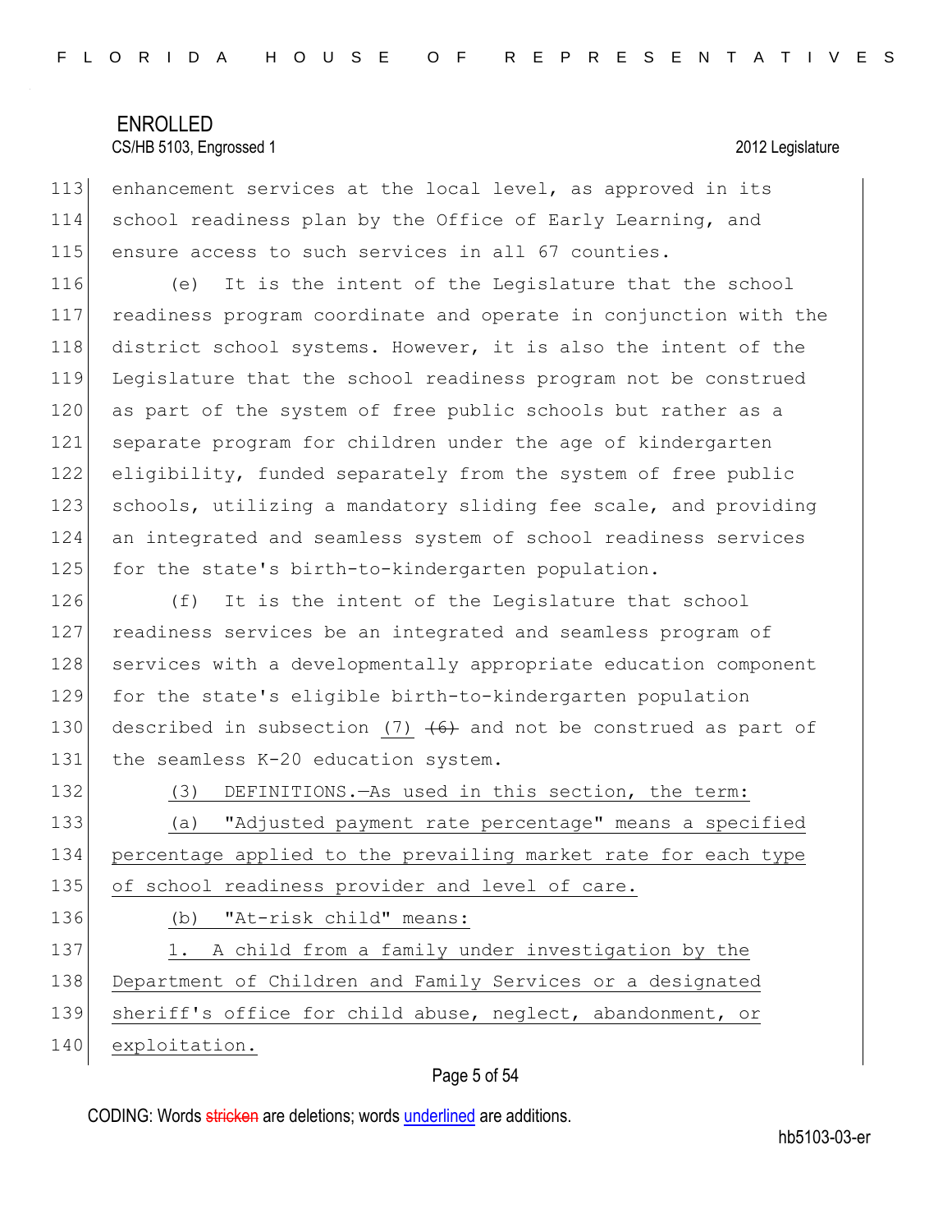enhancement services at the local level, as approved in its school readiness plan by the Office of Early Learning, and ensure access to such services in all 67 counties.

(e) It is the intent of the Legislature that the school readiness program coordinate and operate in conjunction with the district school systems. However, it is also the intent of the Legislature that the school readiness program not be construed as part of the system of free public schools but rather as a separate program for children under the age of kindergarten eligibility, funded separately from the system of free public schools, utilizing a mandatory sliding fee scale, and providing an integrated and seamless system of school readiness services for the state's birth-to-kindergarten population.

(f) It is the intent of the Legislature that school readiness services be an integrated and seamless program of services with a developmentally appropriate education component for the state's eligible birth-to-kindergarten population described in subsection (7) ~~(6)~~ and not be construed as part of the seamless K-20 education system.

(3) DEFINITIONS.—As used in this section, the term:

(a) "Adjusted payment rate percentage" means a specified percentage applied to the prevailing market rate for each type of school readiness provider and level of care.

(b) "At-risk child" means:

1. A child from a family under investigation by the Department of Children and Family Services or a designated sheriff's office for child abuse, neglect, abandonment, or exploitation.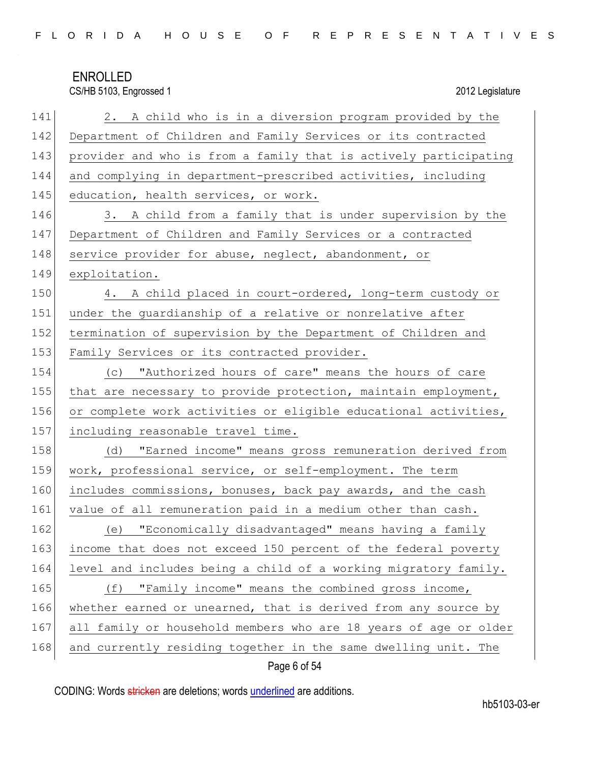2. A child who is in a diversion program provided by the Department of Children and Family Services or its contracted provider and who is from a family that is actively participating and complying in department-prescribed activities, including education, health services, or work.

3. A child from a family that is under supervision by the Department of Children and Family Services or a contracted service provider for abuse, neglect, abandonment, or exploitation.

4. A child placed in court-ordered, long-term custody or under the guardianship of a relative or nonrelative after termination of supervision by the Department of Children and Family Services or its contracted provider.

(c) "Authorized hours of care" means the hours of care that are necessary to provide protection, maintain employment, or complete work activities or eligible educational activities, including reasonable travel time.

(d) "Earned income" means gross remuneration derived from work, professional service, or self-employment. The term includes commissions, bonuses, back pay awards, and the cash value of all remuneration paid in a medium other than cash.

(e) "Economically disadvantaged" means having a family income that does not exceed 150 percent of the federal poverty level and includes being a child of a working migratory family.

(f) "Family income" means the combined gross income, whether earned or unearned, that is derived from any source by all family or household members who are 18 years of age or older and currently residing together in the same dwelling unit. The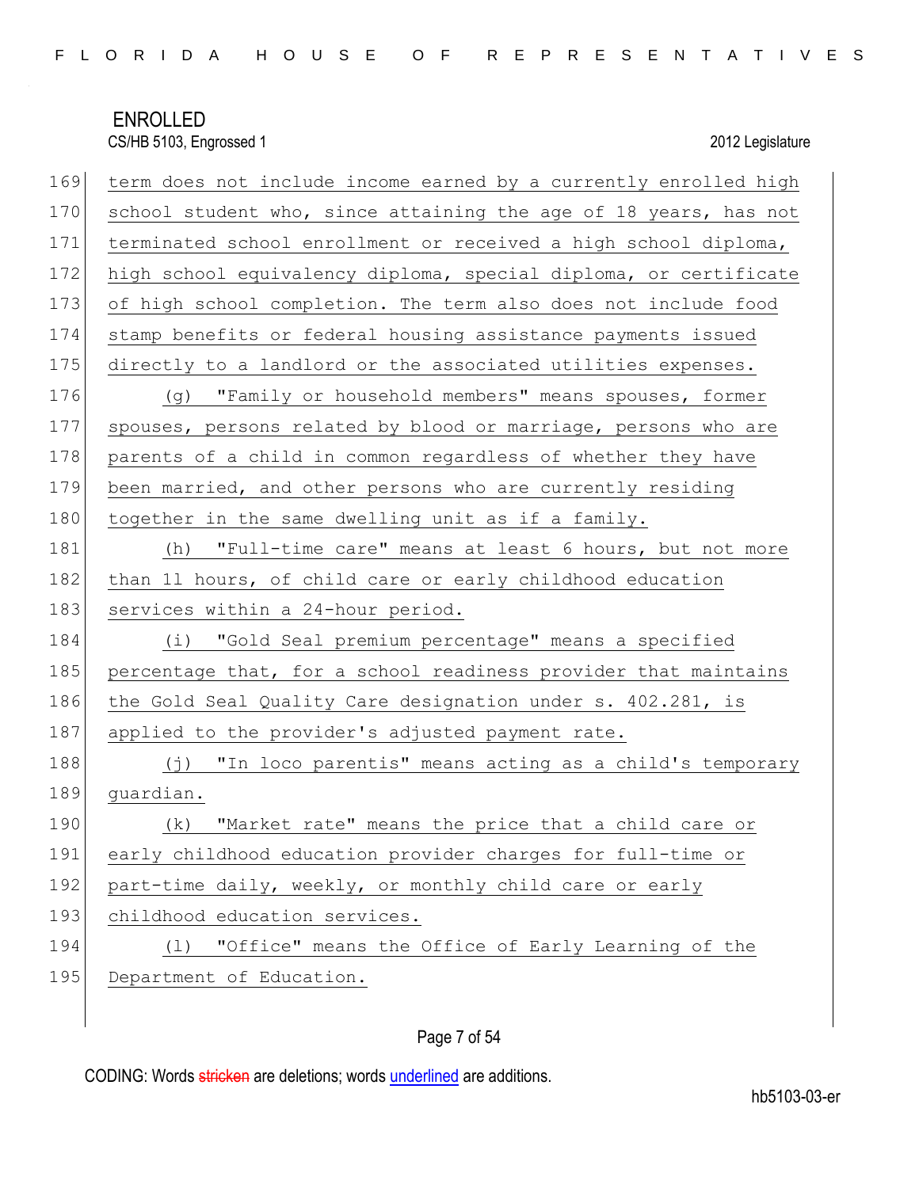term does not include income earned by a currently enrolled high school student who, since attaining the age of 18 years, has not terminated school enrollment or received a high school diploma, high school equivalency diploma, special diploma, or certificate of high school completion. The term also does not include food stamp benefits or federal housing assistance payments issued directly to a landlord or the associated utilities expenses.

(g) "Family or household members" means spouses, former spouses, persons related by blood or marriage, persons who are parents of a child in common regardless of whether they have been married, and other persons who are currently residing together in the same dwelling unit as if a family.

(h) "Full-time care" means at least 6 hours, but not more than 11 hours, of child care or early childhood education services within a 24-hour period.

(i) "Gold Seal premium percentage" means a specified percentage that, for a school readiness provider that maintains the Gold Seal Quality Care designation under s. 402.281, is applied to the provider's adjusted payment rate.

(j) "In loco parentis" means acting as a child's temporary guardian.

(k) "Market rate" means the price that a child care or early childhood education provider charges for full-time or part-time daily, weekly, or monthly child care or early childhood education services.

(l) "Office" means the Office of Early Learning of the Department of Education.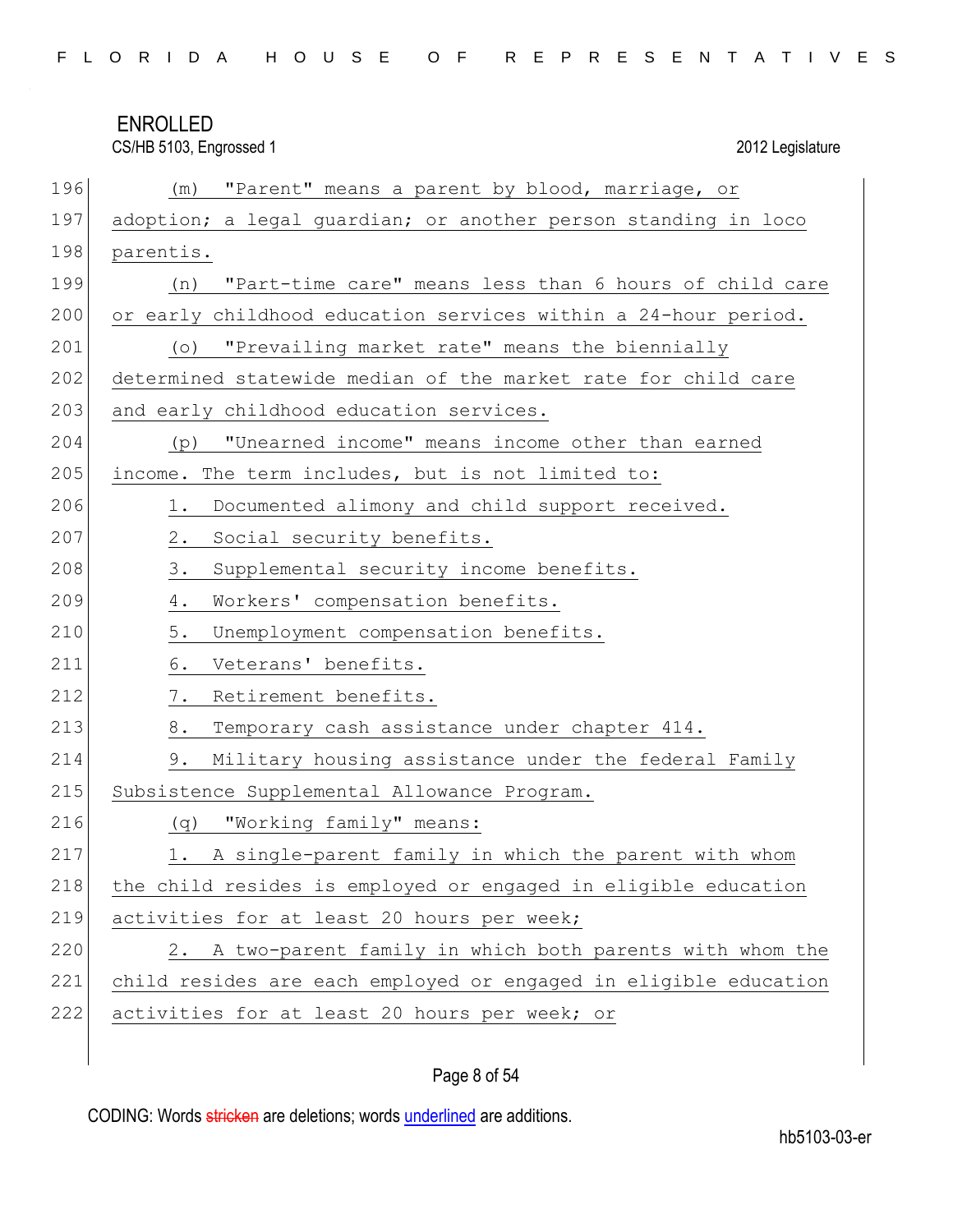(m) "Parent" means a parent by blood, marriage, or adoption; a legal guardian; or another person standing in loco parentis.

(n) "Part-time care" means less than 6 hours of child care or early childhood education services within a 24-hour period.

(o) "Prevailing market rate" means the biennially determined statewide median of the market rate for child care and early childhood education services.

(p) "Unearned income" means income other than earned income. The term includes, but is not limited to:

1. Documented alimony and child support received.
2. Social security benefits.
3. Supplemental security income benefits.
4. Workers' compensation benefits.
5. Unemployment compensation benefits.
6. Veterans' benefits.
7. Retirement benefits.
8. Temporary cash assistance under chapter 414.
9. Military housing assistance under the federal Family Subsistence Supplemental Allowance Program.

(q) "Working family" means:

1. A single-parent family in which the parent with whom the child resides is employed or engaged in eligible education activities for at least 20 hours per week;
2. A two-parent family in which both parents with whom the child resides are each employed or engaged in eligible education activities for at least 20 hours per week; or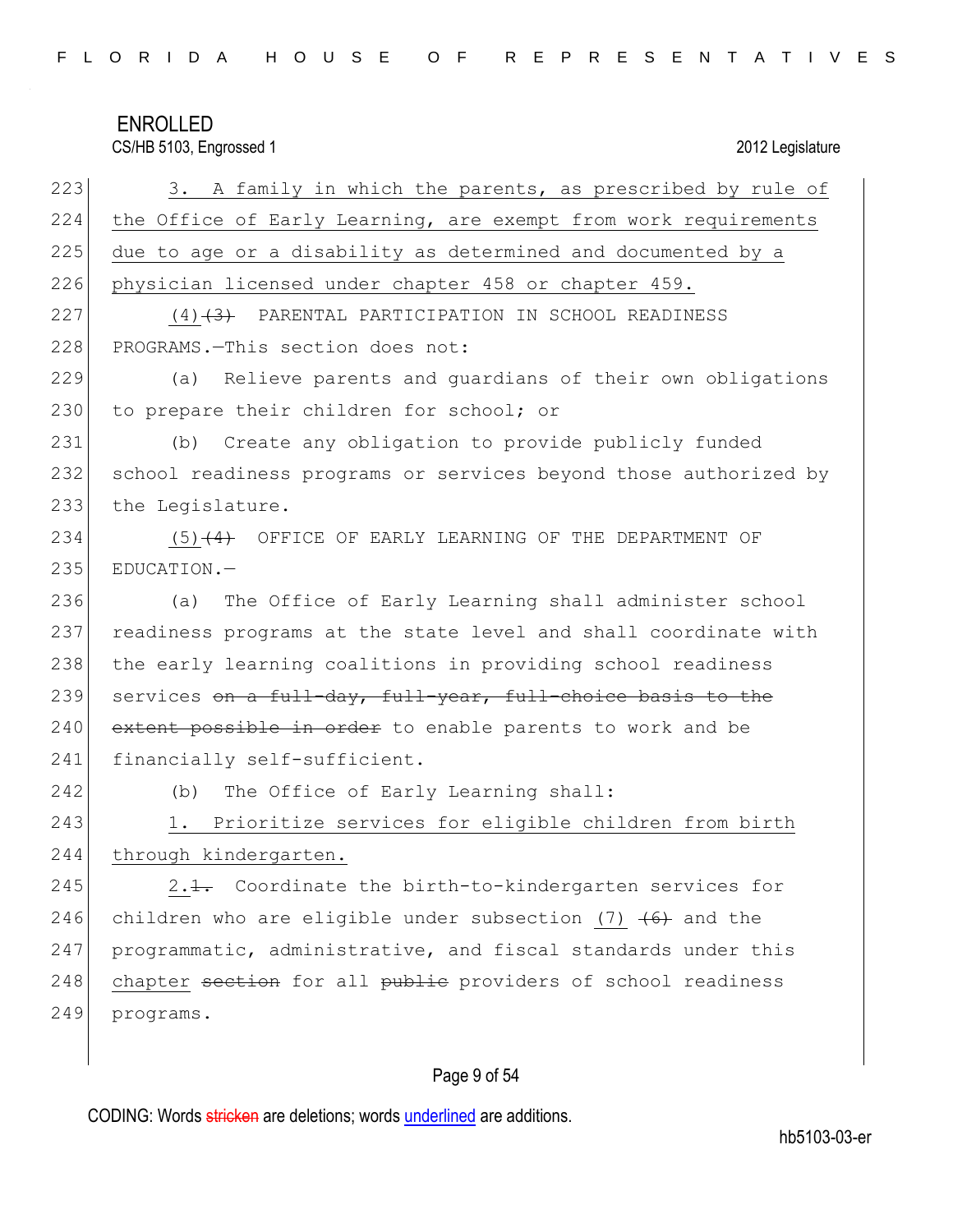3. A family in which the parents, as prescribed by rule of the Office of Early Learning, are exempt from work requirements due to age or a disability as determined and documented by a physician licensed under chapter 458 or chapter 459.

(4)~~(3)~~ PARENTAL PARTICIPATION IN SCHOOL READINESS PROGRAMS.—This section does not:

(a) Relieve parents and guardians of their own obligations to prepare their children for school; or

(b) Create any obligation to provide publicly funded school readiness programs or services beyond those authorized by the Legislature.

(5)~~(4)~~ OFFICE OF EARLY LEARNING OF THE DEPARTMENT OF EDUCATION.—

(a) The Office of Early Learning shall administer school readiness programs at the state level and shall coordinate with the early learning coalitions in providing school readiness services ~~on a full-day, full-year, full-choice basis to the extent possible in order~~ to enable parents to work and be financially self-sufficient.

(b) The Office of Early Learning shall:

1. Prioritize services for eligible children from birth through kindergarten.

2.~~1.~~ Coordinate the birth-to-kindergarten services for children who are eligible under subsection (7) ~~(6)~~ and the programmatic, administrative, and fiscal standards under this chapter ~~section~~ for all ~~public~~ providers of school readiness programs.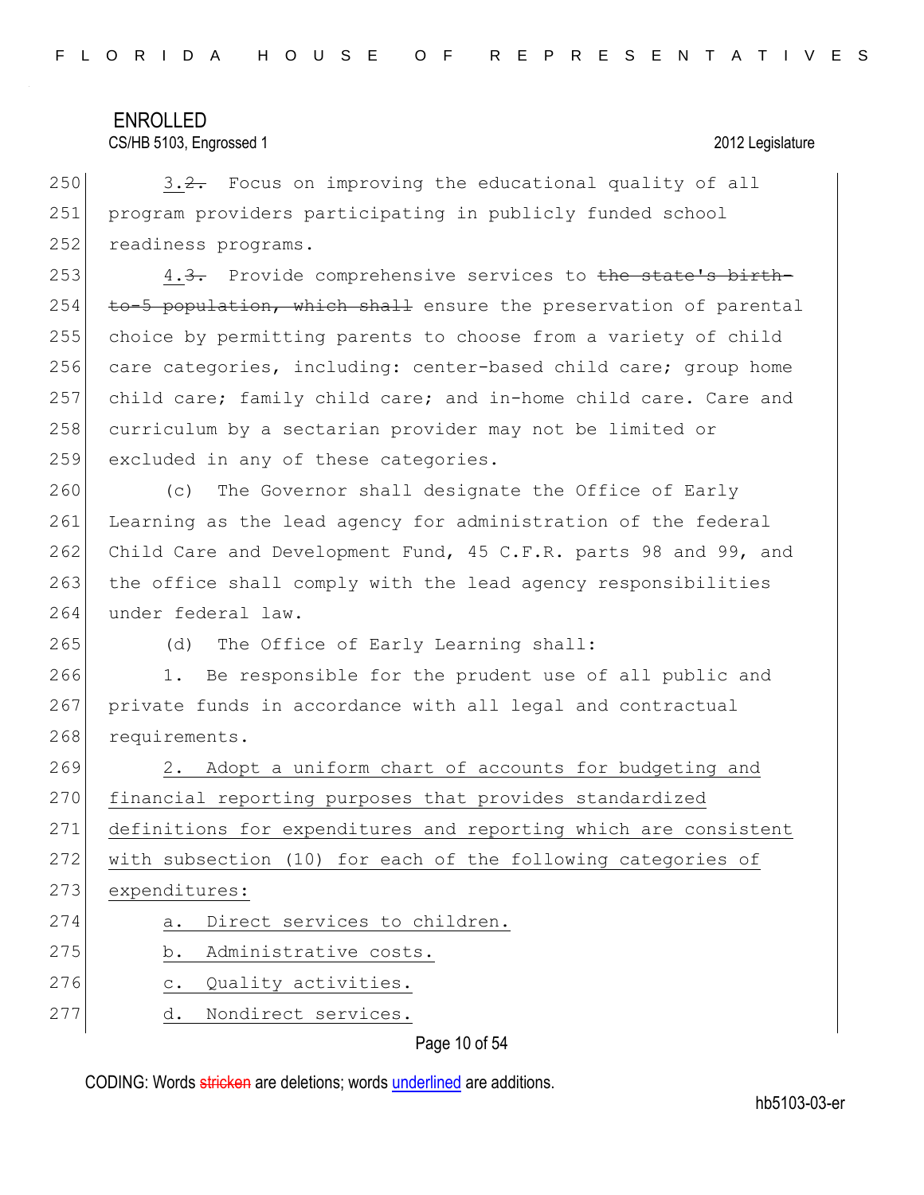3.~~2.~~ Focus on improving the educational quality of all program providers participating in publicly funded school readiness programs.

4.~~3.~~ Provide comprehensive services to ~~the state's birth-to-5 population, which shall~~ ensure the preservation of parental choice by permitting parents to choose from a variety of child care categories, including: center-based child care; group home child care; family child care; and in-home child care. Care and curriculum by a sectarian provider may not be limited or excluded in any of these categories.

(c) The Governor shall designate the Office of Early Learning as the lead agency for administration of the federal Child Care and Development Fund, 45 C.F.R. parts 98 and 99, and the office shall comply with the lead agency responsibilities under federal law.

(d) The Office of Early Learning shall:

1. Be responsible for the prudent use of all public and private funds in accordance with all legal and contractual requirements.

<u>2. Adopt a uniform chart of accounts for budgeting and financial reporting purposes that provides standardized definitions for expenditures and reporting which are consistent with subsection (10) for each of the following categories of expenditures:</u>

<u>a. Direct services to children.</u>

<u>b. Administrative costs.</u>

<u>c. Quality activities.</u>

<u>d. Nondirect services.</u>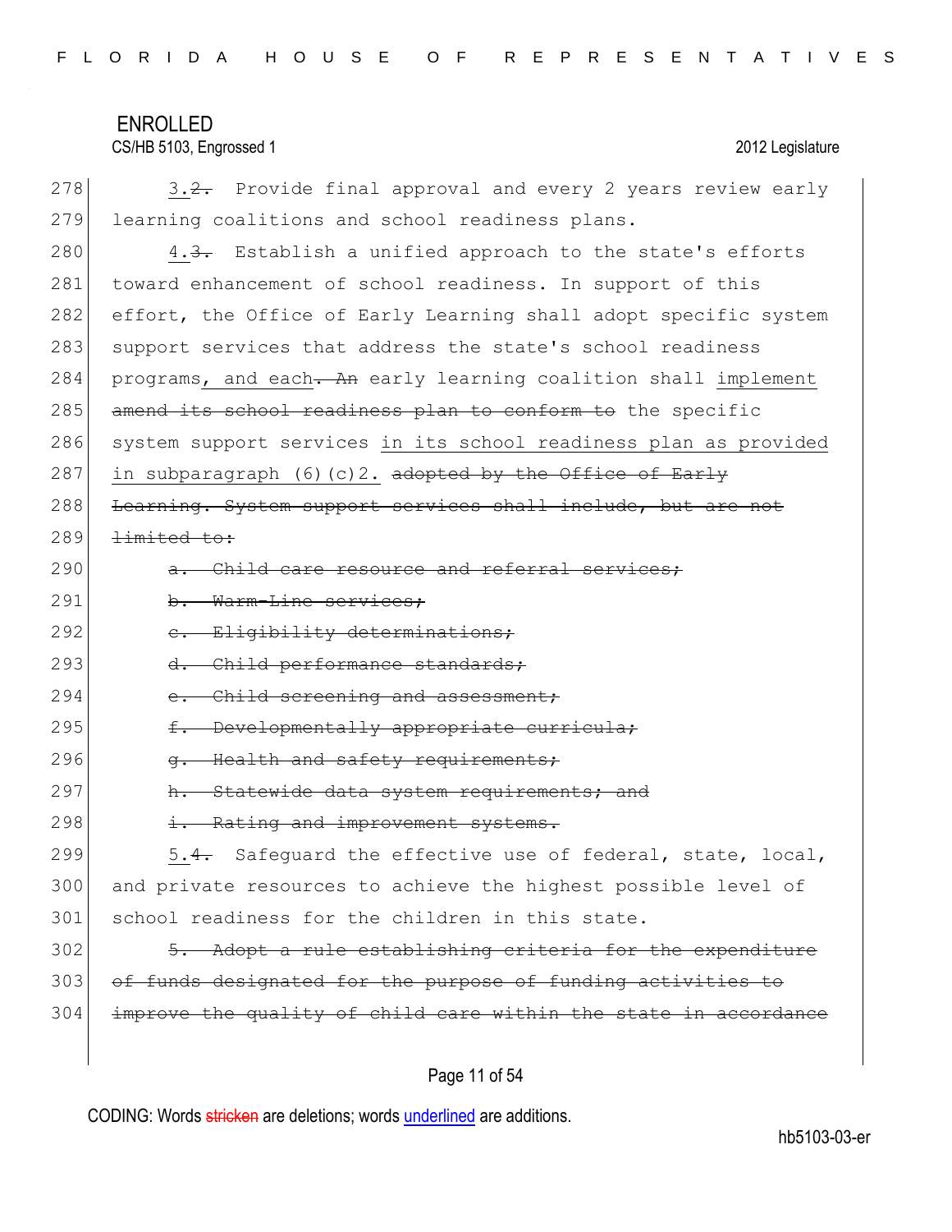ENROLLED
CS/HB 5103, Engrossed 1 2012 Legislature

278 3.~~2.~~ Provide final approval and every 2 years review early
279 learning coalitions and school readiness plans.
280 4.~~3.~~ Establish a unified approach to the state's efforts
281 toward enhancement of school readiness. In support of this
282 effort, the Office of Early Learning shall adopt specific system
283 support services that address the state's school readiness
284 programs, and each~~. An~~ early learning coalition shall implement
285 ~~amend its school readiness plan to conform to~~ the specific
286 system support services in its school readiness plan as provided
287 in subparagraph (6)(c)2. ~~adopted by the Office of Early~~
288 ~~Learning. System support services shall include, but are not~~
289 ~~limited to:~~
290 ~~a. Child care resource and referral services;~~
291 ~~b. Warm-Line services;~~
292 ~~c. Eligibility determinations;~~
293 ~~d. Child performance standards;~~
294 ~~e. Child screening and assessment;~~
295 ~~f. Developmentally appropriate curricula;~~
296 ~~g. Health and safety requirements;~~
297 ~~h. Statewide data system requirements; and~~
298 ~~i. Rating and improvement systems.~~
299 5.~~4.~~ Safeguard the effective use of federal, state, local,
300 and private resources to achieve the highest possible level of
301 school readiness for the children in this state.
302 ~~5. Adopt a rule establishing criteria for the expenditure~~
303 ~~of funds designated for the purpose of funding activities to~~
304 ~~improve the quality of child care within the state in accordance~~

CODING: Words ~~stricken~~ are deletions; words underlined are additions.

hb5103-03-er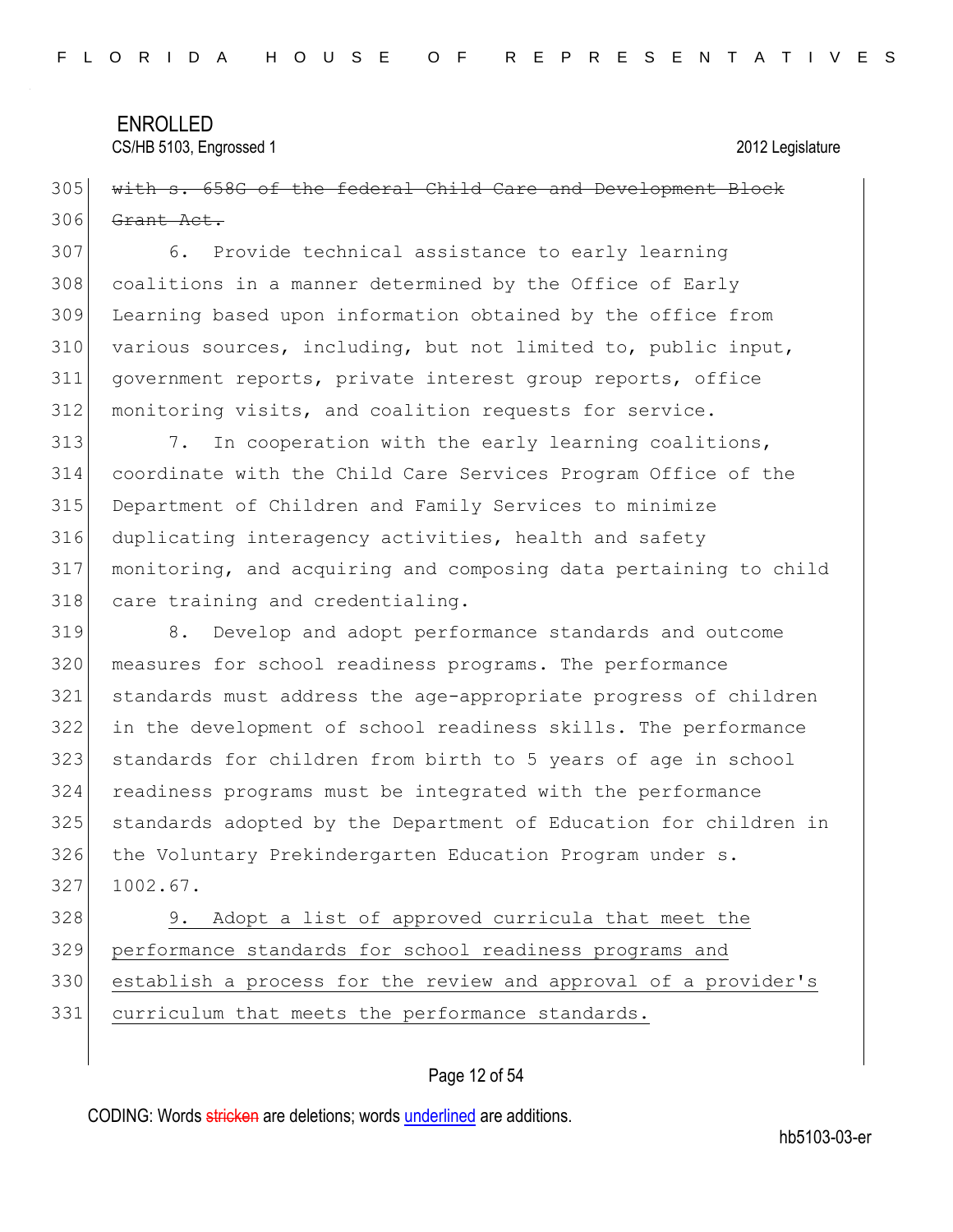~~with s. 658G of the federal Child Care and Development Block Grant Act.~~

6. Provide technical assistance to early learning coalitions in a manner determined by the Office of Early Learning based upon information obtained by the office from various sources, including, but not limited to, public input, government reports, private interest group reports, office monitoring visits, and coalition requests for service.

7. In cooperation with the early learning coalitions, coordinate with the Child Care Services Program Office of the Department of Children and Family Services to minimize duplicating interagency activities, health and safety monitoring, and acquiring and composing data pertaining to child care training and credentialing.

8. Develop and adopt performance standards and outcome measures for school readiness programs. The performance standards must address the age-appropriate progress of children in the development of school readiness skills. The performance standards for children from birth to 5 years of age in school readiness programs must be integrated with the performance standards adopted by the Department of Education for children in the Voluntary Prekindergarten Education Program under s. 1002.67.

<u>9. Adopt a list of approved curricula that meet the performance standards for school readiness programs and establish a process for the review and approval of a provider's curriculum that meets the performance standards.</u>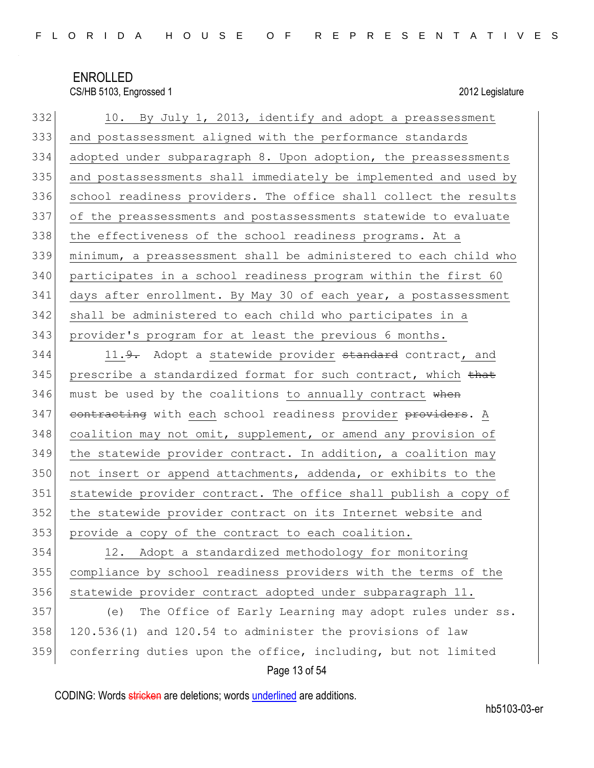10. By July 1, 2013, identify and adopt a preassessment and postassessment aligned with the performance standards adopted under subparagraph 8. Upon adoption, the preassessments and postassessments shall immediately be implemented and used by school readiness providers. The office shall collect the results of the preassessments and postassessments statewide to evaluate the effectiveness of the school readiness programs. At a minimum, a preassessment shall be administered to each child who participates in a school readiness program within the first 60 days after enrollment. By May 30 of each year, a postassessment shall be administered to each child who participates in a provider's program for at least the previous 6 months.

11.~~9.~~ Adopt a statewide provider ~~standard~~ contract, and prescribe a standardized format for such contract, which ~~that~~ must be used by the coalitions to annually contract ~~when contracting~~ with each school readiness provider ~~providers~~. A coalition may not omit, supplement, or amend any provision of the statewide provider contract. In addition, a coalition may not insert or append attachments, addenda, or exhibits to the statewide provider contract. The office shall publish a copy of the statewide provider contract on its Internet website and provide a copy of the contract to each coalition.

12. Adopt a standardized methodology for monitoring compliance by school readiness providers with the terms of the statewide provider contract adopted under subparagraph 11.

(e) The Office of Early Learning may adopt rules under ss. 120.536(1) and 120.54 to administer the provisions of law conferring duties upon the office, including, but not limited

CODING: Words ~~stricken~~ are deletions; words underlined are additions.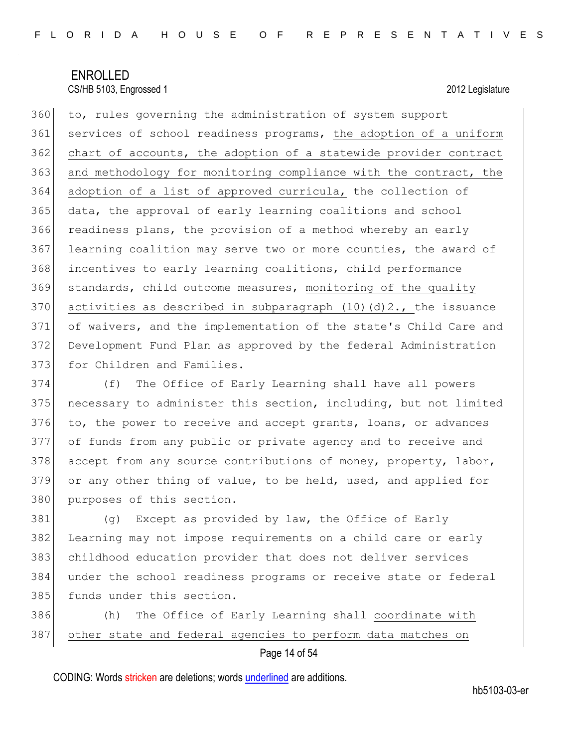to, rules governing the administration of system support services of school readiness programs, <u>the adoption of a uniform chart of accounts, the adoption of a statewide provider contract and methodology for monitoring compliance with the contract, the adoption of a list of approved curricula,</u> the collection of data, the approval of early learning coalitions and school readiness plans, the provision of a method whereby an early learning coalition may serve two or more counties, the award of incentives to early learning coalitions, child performance standards, child outcome measures, <u>monitoring of the quality activities as described in subparagraph (10)(d)2.,</u> the issuance of waivers, and the implementation of the state's Child Care and Development Fund Plan as approved by the federal Administration for Children and Families.

(f) The Office of Early Learning shall have all powers necessary to administer this section, including, but not limited to, the power to receive and accept grants, loans, or advances of funds from any public or private agency and to receive and accept from any source contributions of money, property, labor, or any other thing of value, to be held, used, and applied for purposes of this section.

(g) Except as provided by law, the Office of Early Learning may not impose requirements on a child care or early childhood education provider that does not deliver services under the school readiness programs or receive state or federal funds under this section.

(h) The Office of Early Learning shall <u>coordinate with other state and federal agencies to perform data matches on</u>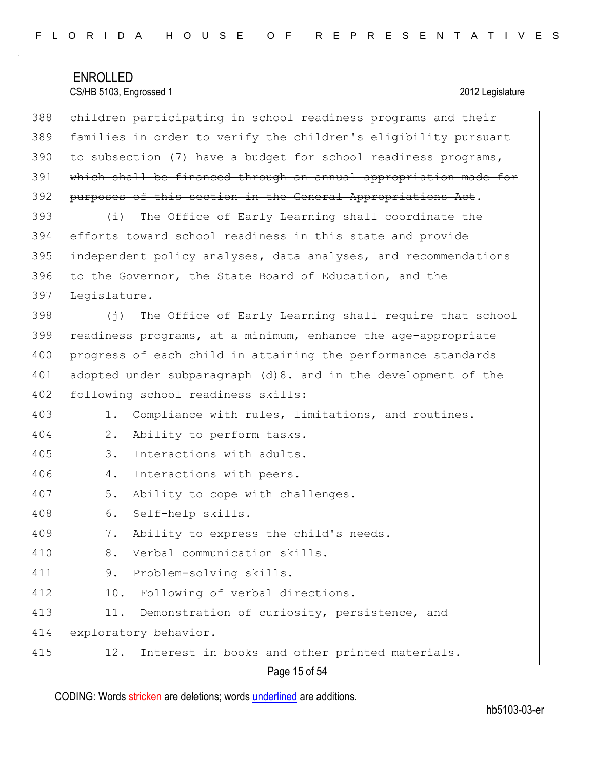children participating in school readiness programs and their families in order to verify the children's eligibility pursuant to subsection (7) ~~have a budget~~ for school readiness programs~~, which shall be financed through an annual appropriation made for purposes of this section in the General Appropriations Act~~.

(i) The Office of Early Learning shall coordinate the efforts toward school readiness in this state and provide independent policy analyses, data analyses, and recommendations to the Governor, the State Board of Education, and the Legislature.

(j) The Office of Early Learning shall require that school readiness programs, at a minimum, enhance the age-appropriate progress of each child in attaining the performance standards adopted under subparagraph (d)8. and in the development of the following school readiness skills:

1. Compliance with rules, limitations, and routines.
2. Ability to perform tasks.
3. Interactions with adults.
4. Interactions with peers.
5. Ability to cope with challenges.
6. Self-help skills.
7. Ability to express the child's needs.
8. Verbal communication skills.
9. Problem-solving skills.
10. Following of verbal directions.
11. Demonstration of curiosity, persistence, and exploratory behavior.
12. Interest in books and other printed materials.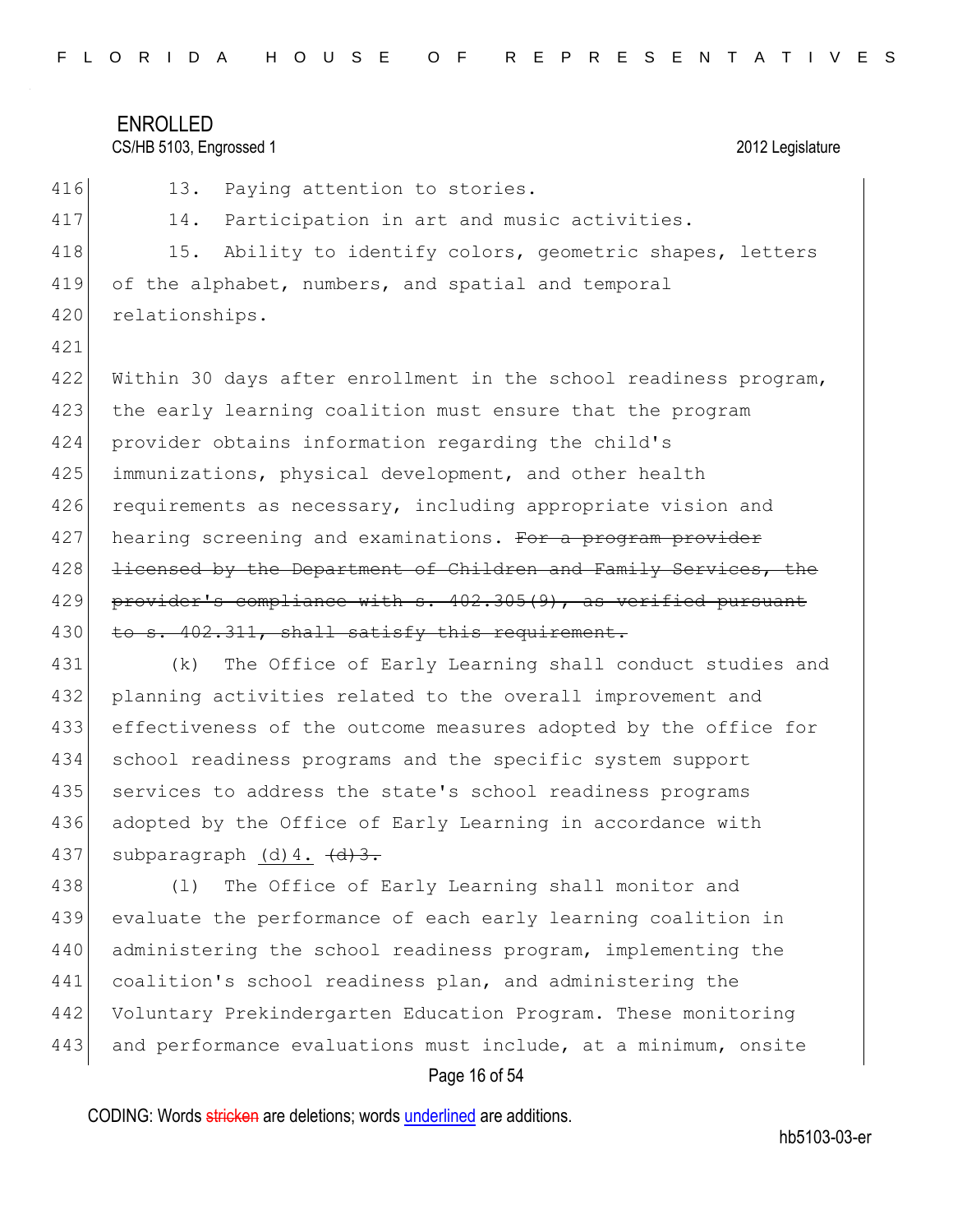13. Paying attention to stories.

14. Participation in art and music activities.

15. Ability to identify colors, geometric shapes, letters of the alphabet, numbers, and spatial and temporal relationships.

Within 30 days after enrollment in the school readiness program, the early learning coalition must ensure that the program provider obtains information regarding the child's immunizations, physical development, and other health requirements as necessary, including appropriate vision and hearing screening and examinations. ~~For a program provider licensed by the Department of Children and Family Services, the provider's compliance with s. 402.305(9), as verified pursuant to s. 402.311, shall satisfy this requirement.~~

(k) The Office of Early Learning shall conduct studies and planning activities related to the overall improvement and effectiveness of the outcome measures adopted by the office for school readiness programs and the specific system support services to address the state's school readiness programs adopted by the Office of Early Learning in accordance with subparagraph <u>(d)4.</u> ~~(d)3.~~

(l) The Office of Early Learning shall monitor and evaluate the performance of each early learning coalition in administering the school readiness program, implementing the coalition's school readiness plan, and administering the Voluntary Prekindergarten Education Program. These monitoring and performance evaluations must include, at a minimum, onsite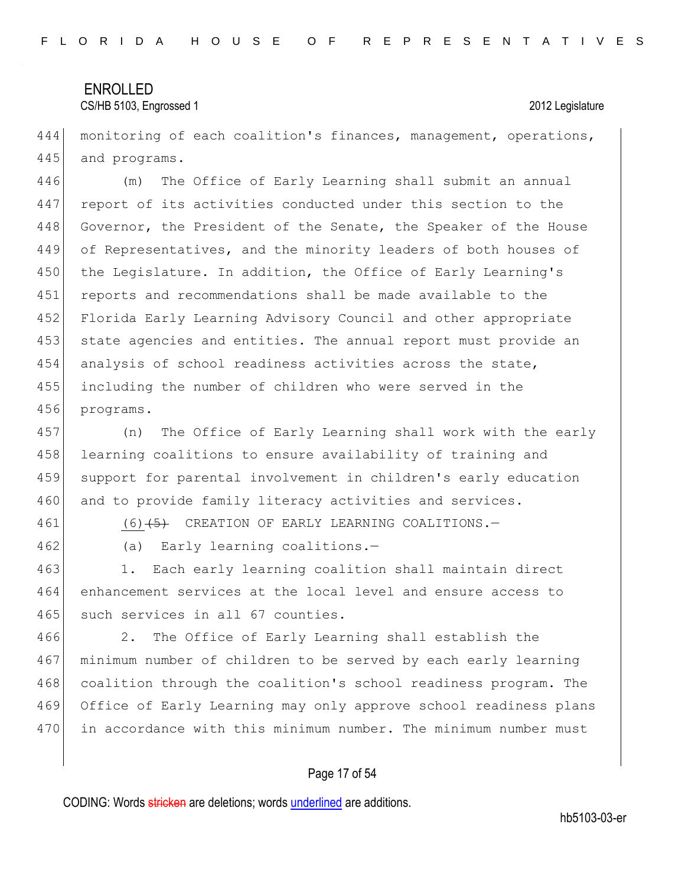monitoring of each coalition's finances, management, operations, and programs.

(m) The Office of Early Learning shall submit an annual report of its activities conducted under this section to the Governor, the President of the Senate, the Speaker of the House of Representatives, and the minority leaders of both houses of the Legislature. In addition, the Office of Early Learning's reports and recommendations shall be made available to the Florida Early Learning Advisory Council and other appropriate state agencies and entities. The annual report must provide an analysis of school readiness activities across the state, including the number of children who were served in the programs.

(n) The Office of Early Learning shall work with the early learning coalitions to ensure availability of training and support for parental involvement in children's early education and to provide family literacy activities and services.

(6) ~~(5)~~ CREATION OF EARLY LEARNING COALITIONS.—

(a) Early learning coalitions.—

1. Each early learning coalition shall maintain direct enhancement services at the local level and ensure access to such services in all 67 counties.

2. The Office of Early Learning shall establish the minimum number of children to be served by each early learning coalition through the coalition's school readiness program. The Office of Early Learning may only approve school readiness plans in accordance with this minimum number. The minimum number must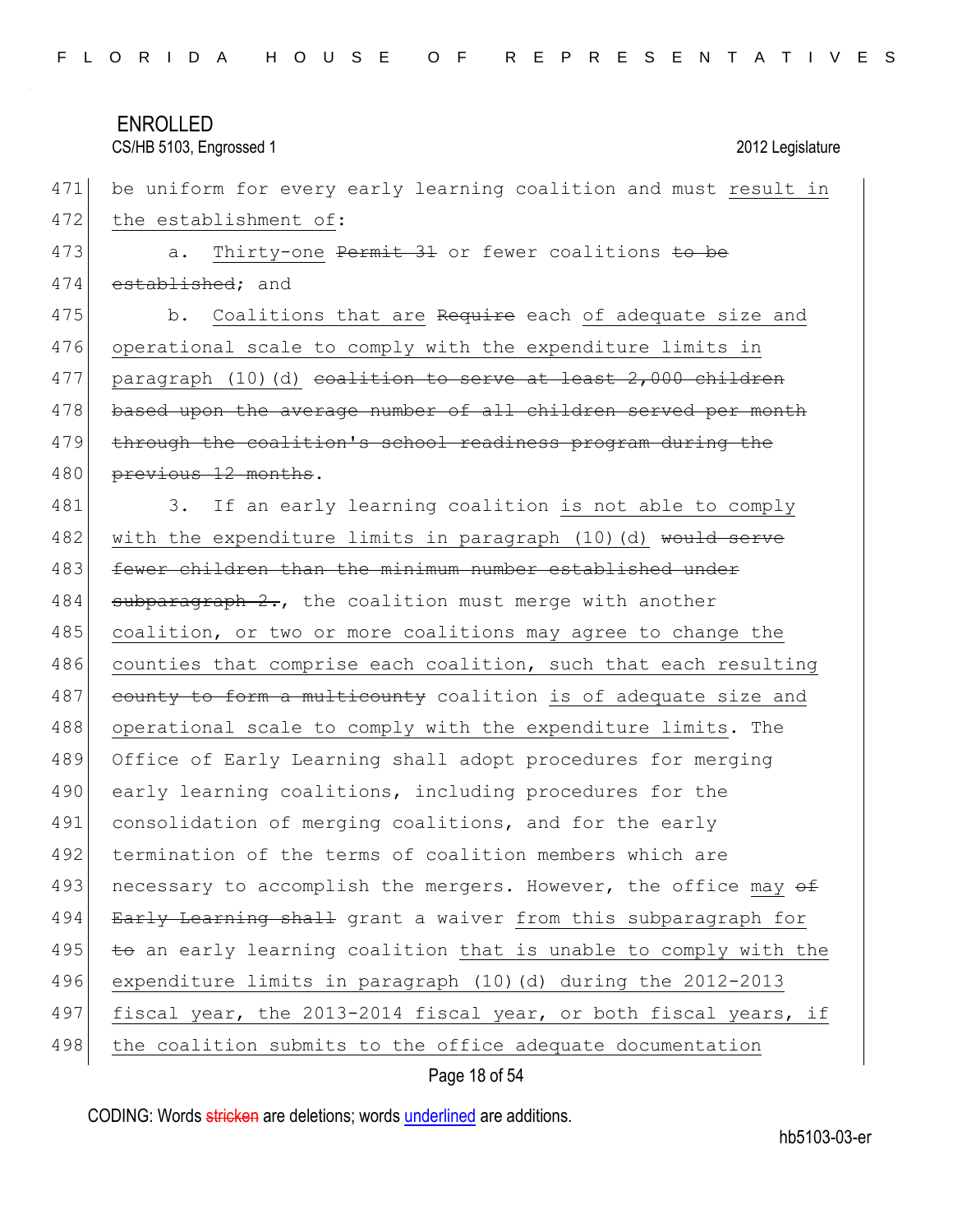be uniform for every early learning coalition and must result in the establishment of:

a. Thirty-one ~~Permit 31~~ or fewer coalitions ~~to be established~~; and

b. Coalitions that are ~~Require~~ each of adequate size and operational scale to comply with the expenditure limits in paragraph (10)(d) ~~coalition to serve at least 2,000 children based upon the average number of all children served per month through the coalition's school readiness program during the previous 12 months~~.

3. If an early learning coalition is not able to comply with the expenditure limits in paragraph (10)(d) ~~would serve fewer children than the minimum number established under subparagraph 2.~~, the coalition must merge with another coalition, or two or more coalitions may agree to change the counties that comprise each coalition, such that each resulting ~~county to form a multicounty~~ coalition is of adequate size and operational scale to comply with the expenditure limits. The Office of Early Learning shall adopt procedures for merging early learning coalitions, including procedures for the consolidation of merging coalitions, and for the early termination of the terms of coalition members which are necessary to accomplish the mergers. However, the office may ~~of Early Learning shall~~ grant a waiver from this subparagraph for ~~to~~ an early learning coalition that is unable to comply with the expenditure limits in paragraph (10)(d) during the 2012-2013 fiscal year, the 2013-2014 fiscal year, or both fiscal years, if the coalition submits to the office adequate documentation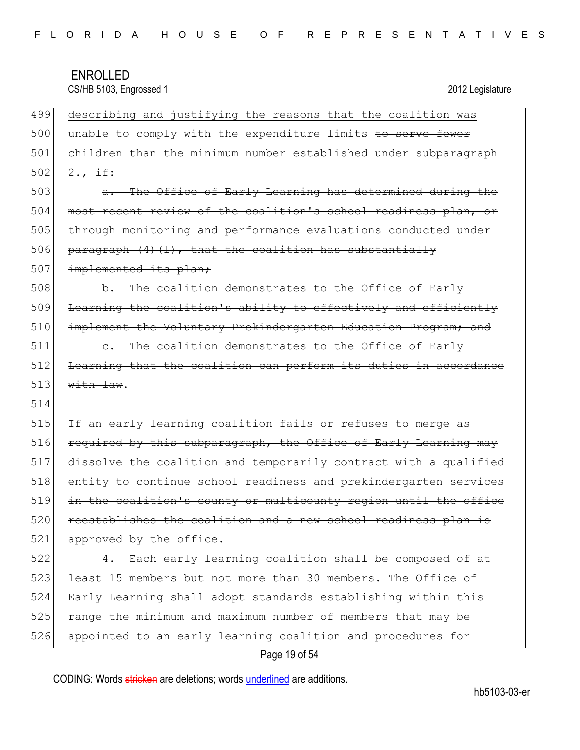499 describing and justifying the reasons that the coalition was
500 unable to comply with the expenditure limits ~~to serve fewer~~
501 ~~children than the minimum number established under subparagraph~~
502 ~~2., if:~~
503 ~~a. The Office of Early Learning has determined during the~~
504 ~~most recent review of the coalition's school readiness plan, or~~
505 ~~through monitoring and performance evaluations conducted under~~
506 ~~paragraph (4)(l), that the coalition has substantially~~
507 ~~implemented its plan;~~
508 ~~b. The coalition demonstrates to the Office of Early~~
509 ~~Learning the coalition's ability to effectively and efficiently~~
510 ~~implement the Voluntary Prekindergarten Education Program; and~~
511 ~~c. The coalition demonstrates to the Office of Early~~
512 ~~Learning that the coalition can perform its duties in accordance~~
513 ~~with law~~.
514
515 ~~If an early learning coalition fails or refuses to merge as~~
516 ~~required by this subparagraph, the Office of Early Learning may~~
517 ~~dissolve the coalition and temporarily contract with a qualified~~
518 ~~entity to continue school readiness and prekindergarten services~~
519 ~~in the coalition's county or multicounty region until the office~~
520 ~~reestablishes the coalition and a new school readiness plan is~~
521 ~~approved by the office.~~
522 4. Each early learning coalition shall be composed of at
523 least 15 members but not more than 30 members. The Office of
524 Early Learning shall adopt standards establishing within this
525 range the minimum and maximum number of members that may be
526 appointed to an early learning coalition and procedures for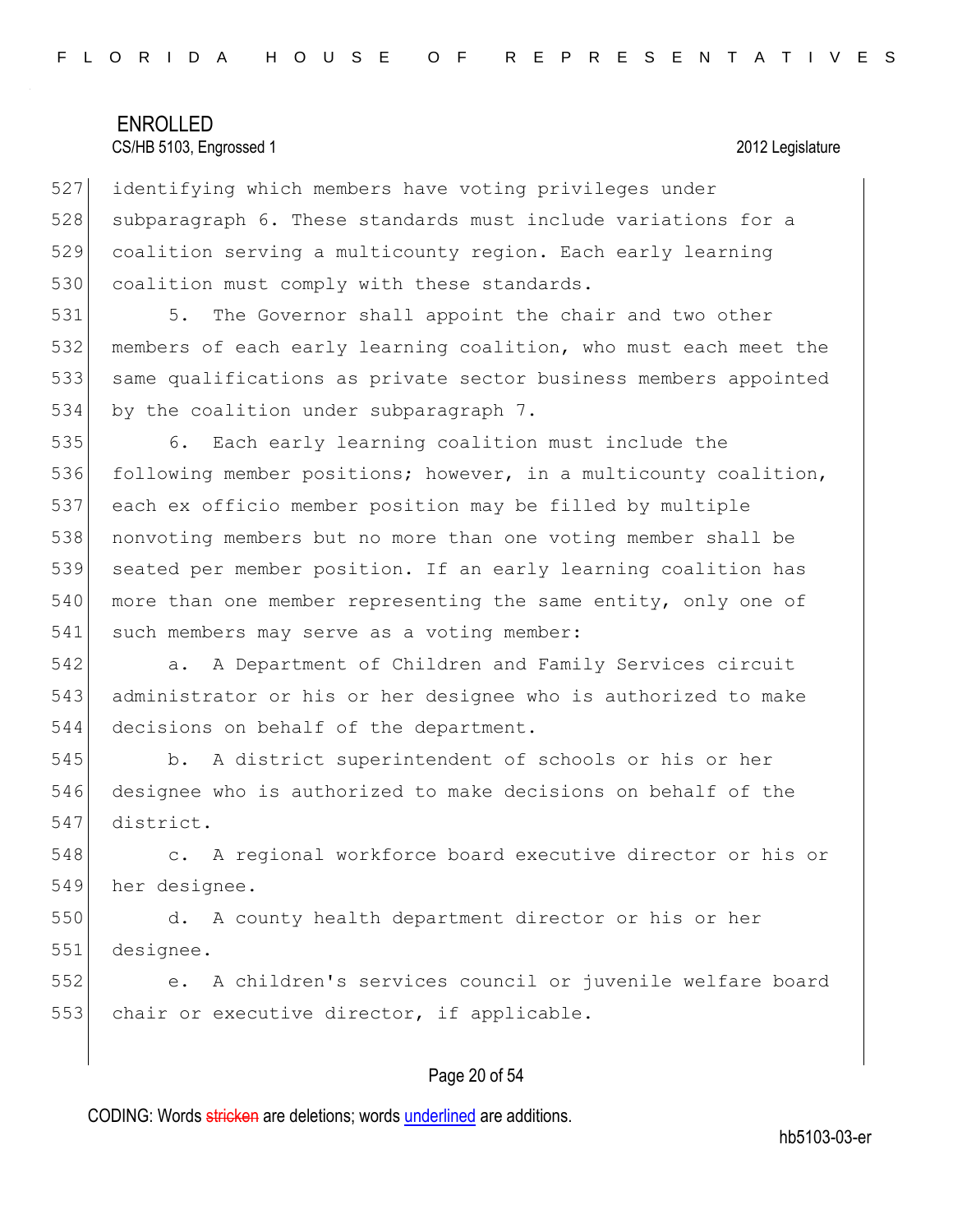identifying which members have voting privileges under subparagraph 6. These standards must include variations for a coalition serving a multicounty region. Each early learning coalition must comply with these standards.

5. The Governor shall appoint the chair and two other members of each early learning coalition, who must each meet the same qualifications as private sector business members appointed by the coalition under subparagraph 7.

6. Each early learning coalition must include the following member positions; however, in a multicounty coalition, each ex officio member position may be filled by multiple nonvoting members but no more than one voting member shall be seated per member position. If an early learning coalition has more than one member representing the same entity, only one of such members may serve as a voting member:

a. A Department of Children and Family Services circuit administrator or his or her designee who is authorized to make decisions on behalf of the department.

b. A district superintendent of schools or his or her designee who is authorized to make decisions on behalf of the district.

c. A regional workforce board executive director or his or her designee.

d. A county health department director or his or her designee.

e. A children's services council or juvenile welfare board chair or executive director, if applicable.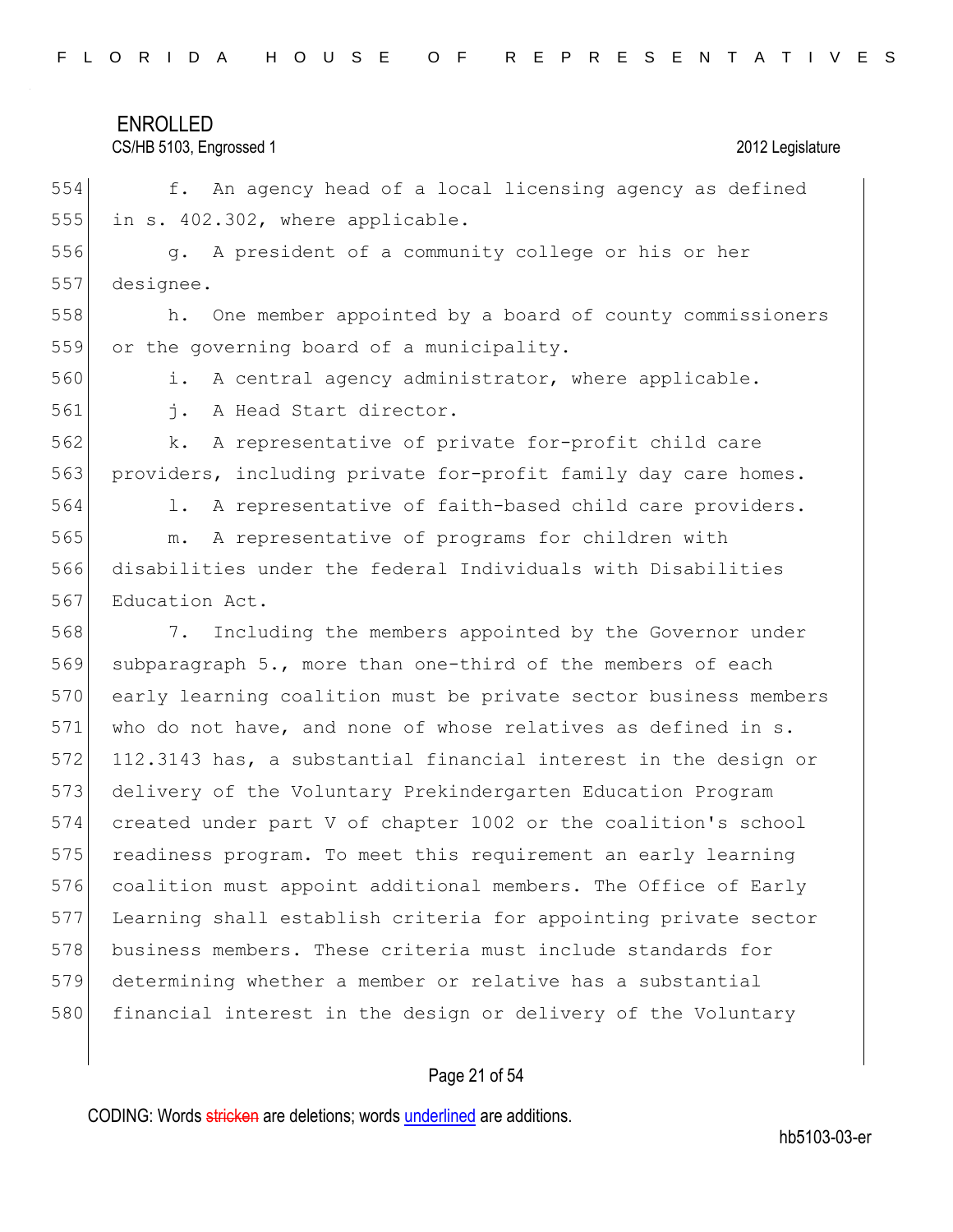f. An agency head of a local licensing agency as defined in s. 402.302, where applicable.

g. A president of a community college or his or her designee.

h. One member appointed by a board of county commissioners or the governing board of a municipality.

i. A central agency administrator, where applicable.

j. A Head Start director.

k. A representative of private for-profit child care providers, including private for-profit family day care homes.

l. A representative of faith-based child care providers.

m. A representative of programs for children with disabilities under the federal Individuals with Disabilities Education Act.

7. Including the members appointed by the Governor under subparagraph 5., more than one-third of the members of each early learning coalition must be private sector business members who do not have, and none of whose relatives as defined in s. 112.3143 has, a substantial financial interest in the design or delivery of the Voluntary Prekindergarten Education Program created under part V of chapter 1002 or the coalition's school readiness program. To meet this requirement an early learning coalition must appoint additional members. The Office of Early Learning shall establish criteria for appointing private sector business members. These criteria must include standards for determining whether a member or relative has a substantial financial interest in the design or delivery of the Voluntary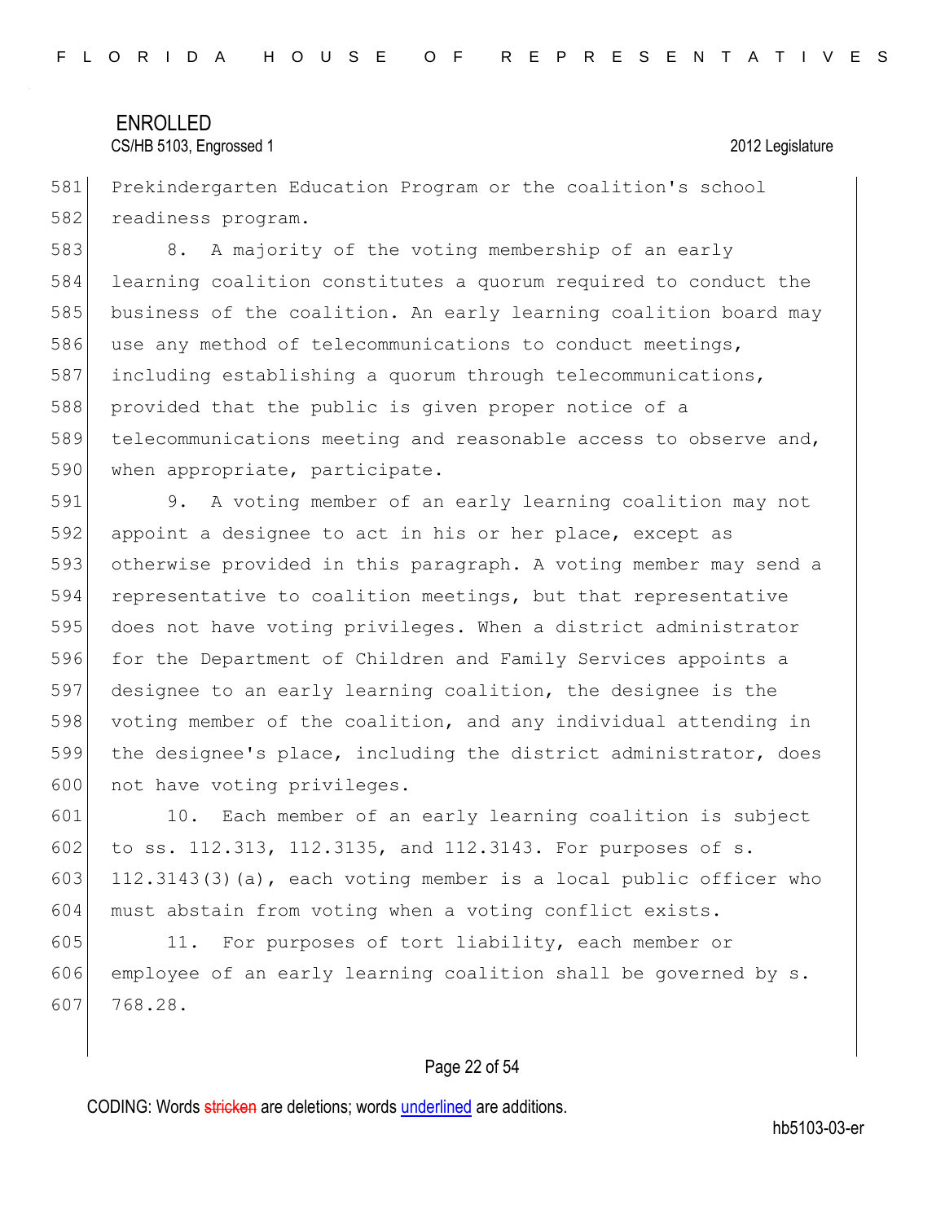Prekindergarten Education Program or the coalition's school readiness program.

8. A majority of the voting membership of an early learning coalition constitutes a quorum required to conduct the business of the coalition. An early learning coalition board may use any method of telecommunications to conduct meetings, including establishing a quorum through telecommunications, provided that the public is given proper notice of a telecommunications meeting and reasonable access to observe and, when appropriate, participate.

9. A voting member of an early learning coalition may not appoint a designee to act in his or her place, except as otherwise provided in this paragraph. A voting member may send a representative to coalition meetings, but that representative does not have voting privileges. When a district administrator for the Department of Children and Family Services appoints a designee to an early learning coalition, the designee is the voting member of the coalition, and any individual attending in the designee's place, including the district administrator, does not have voting privileges.

10. Each member of an early learning coalition is subject to ss. 112.313, 112.3135, and 112.3143. For purposes of s. 112.3143(3)(a), each voting member is a local public officer who must abstain from voting when a voting conflict exists.

11. For purposes of tort liability, each member or employee of an early learning coalition shall be governed by s. 768.28.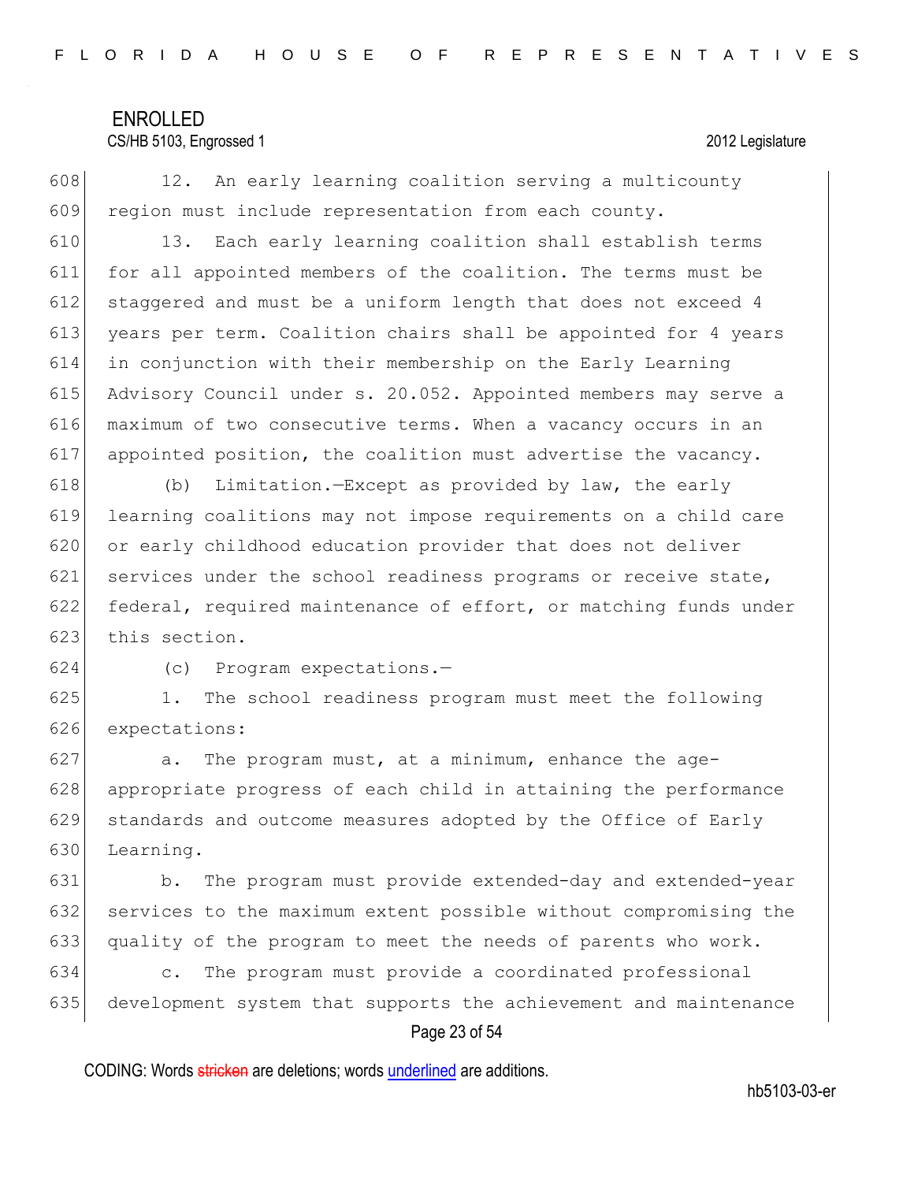12. An early learning coalition serving a multicounty region must include representation from each county.

13. Each early learning coalition shall establish terms for all appointed members of the coalition. The terms must be staggered and must be a uniform length that does not exceed 4 years per term. Coalition chairs shall be appointed for 4 years in conjunction with their membership on the Early Learning Advisory Council under s. 20.052. Appointed members may serve a maximum of two consecutive terms. When a vacancy occurs in an appointed position, the coalition must advertise the vacancy.

(b) Limitation.—Except as provided by law, the early learning coalitions may not impose requirements on a child care or early childhood education provider that does not deliver services under the school readiness programs or receive state, federal, required maintenance of effort, or matching funds under this section.

(c) Program expectations.—

1. The school readiness program must meet the following expectations:

a. The program must, at a minimum, enhance the age-appropriate progress of each child in attaining the performance standards and outcome measures adopted by the Office of Early Learning.

b. The program must provide extended-day and extended-year services to the maximum extent possible without compromising the quality of the program to meet the needs of parents who work.

c. The program must provide a coordinated professional development system that supports the achievement and maintenance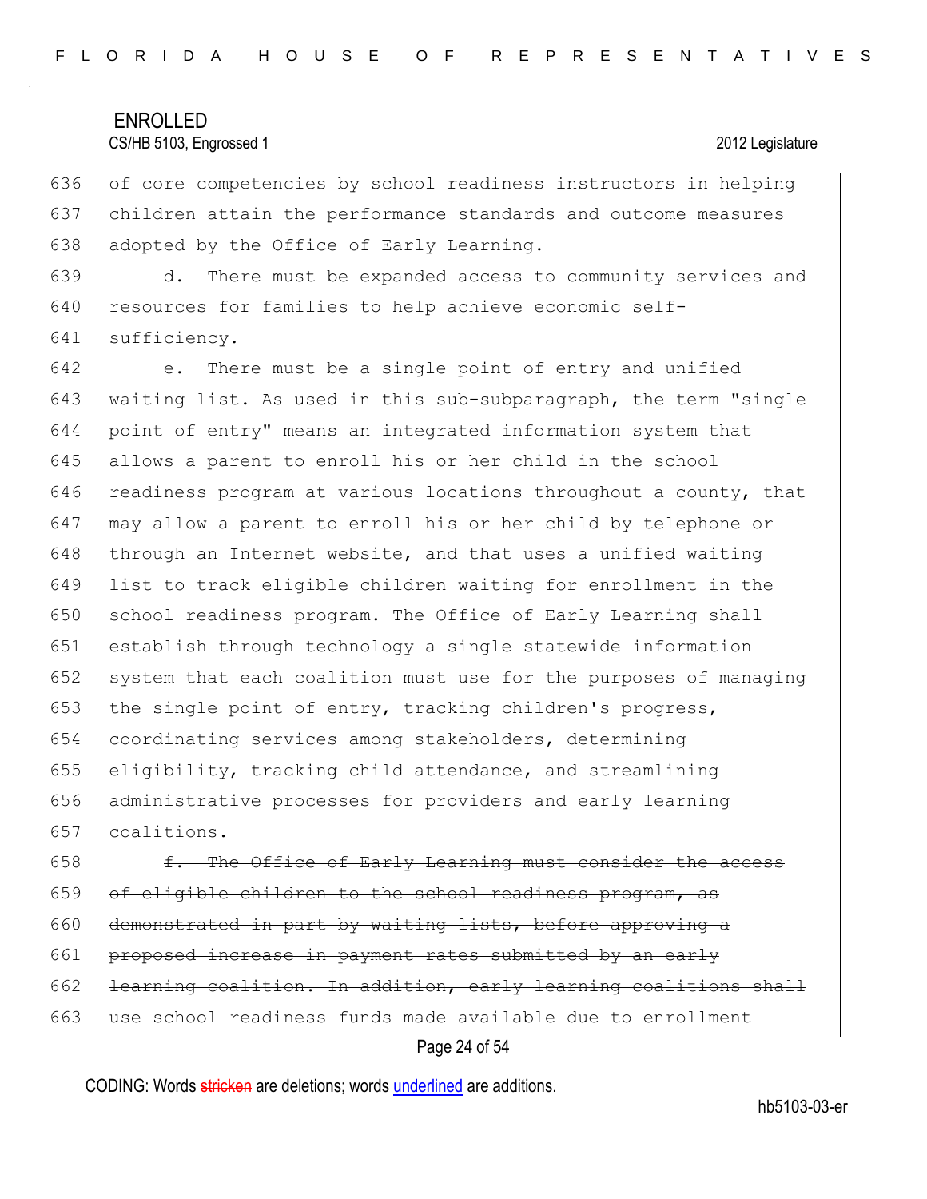of core competencies by school readiness instructors in helping children attain the performance standards and outcome measures adopted by the Office of Early Learning.

d. There must be expanded access to community services and resources for families to help achieve economic self-sufficiency.

e. There must be a single point of entry and unified waiting list. As used in this sub-subparagraph, the term "single point of entry" means an integrated information system that allows a parent to enroll his or her child in the school readiness program at various locations throughout a county, that may allow a parent to enroll his or her child by telephone or through an Internet website, and that uses a unified waiting list to track eligible children waiting for enrollment in the school readiness program. The Office of Early Learning shall establish through technology a single statewide information system that each coalition must use for the purposes of managing the single point of entry, tracking children's progress, coordinating services among stakeholders, determining eligibility, tracking child attendance, and streamlining administrative processes for providers and early learning coalitions.

~~f. The Office of Early Learning must consider the access of eligible children to the school readiness program, as demonstrated in part by waiting lists, before approving a proposed increase in payment rates submitted by an early learning coalition. In addition, early learning coalitions shall use school readiness funds made available due to enrollment~~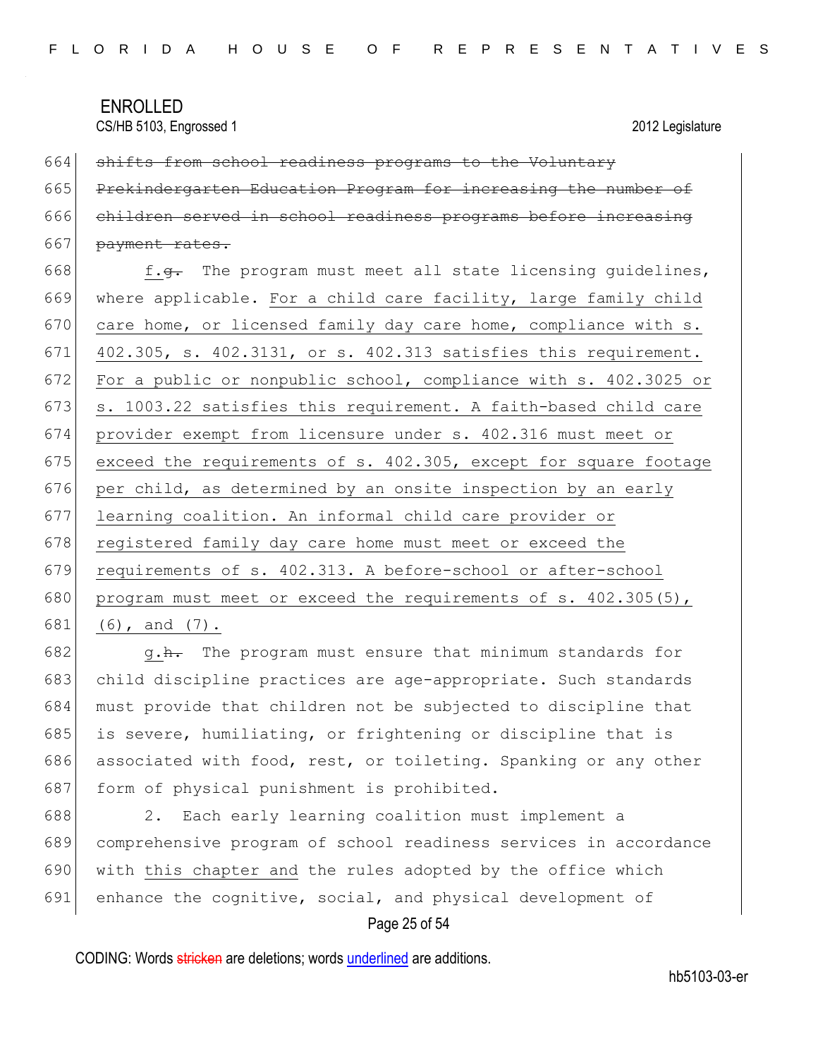~~shifts from school readiness programs to the Voluntary Prekindergarten Education Program for increasing the number of children served in school readiness programs before increasing payment rates.~~

f.~~g.~~ The program must meet all state licensing guidelines, where applicable. For a child care facility, large family child care home, or licensed family day care home, compliance with s. 402.305, s. 402.3131, or s. 402.313 satisfies this requirement. For a public or nonpublic school, compliance with s. 402.3025 or s. 1003.22 satisfies this requirement. A faith-based child care provider exempt from licensure under s. 402.316 must meet or exceed the requirements of s. 402.305, except for square footage per child, as determined by an onsite inspection by an early learning coalition. An informal child care provider or registered family day care home must meet or exceed the requirements of s. 402.313. A before-school or after-school program must meet or exceed the requirements of s. 402.305(5), (6), and (7).

g.~~h.~~ The program must ensure that minimum standards for child discipline practices are age-appropriate. Such standards must provide that children not be subjected to discipline that is severe, humiliating, or frightening or discipline that is associated with food, rest, or toileting. Spanking or any other form of physical punishment is prohibited.

2. Each early learning coalition must implement a comprehensive program of school readiness services in accordance with this chapter and the rules adopted by the office which enhance the cognitive, social, and physical development of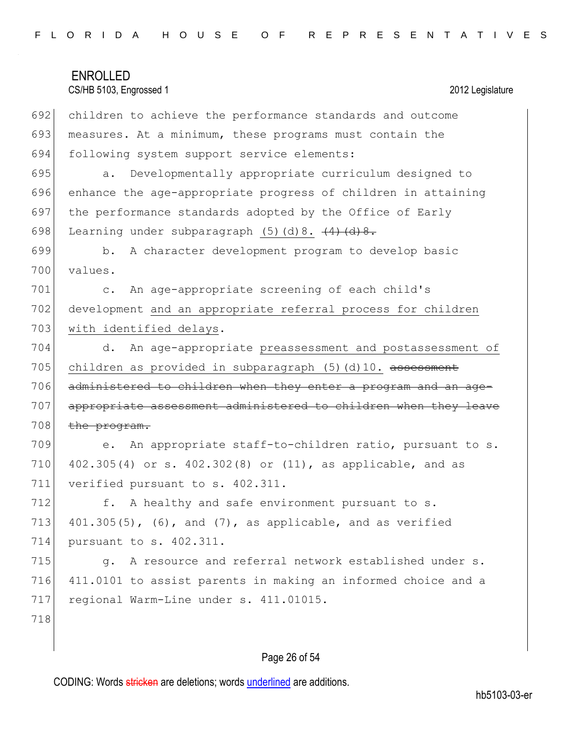children to achieve the performance standards and outcome measures. At a minimum, these programs must contain the following system support service elements:

a. Developmentally appropriate curriculum designed to enhance the age-appropriate progress of children in attaining the performance standards adopted by the Office of Early Learning under subparagraph <u>(5)(d)8.</u> ~~(4)(d)8.~~

b. A character development program to develop basic values.

c. An age-appropriate screening of each child's development <u>and an appropriate referral process for children with identified delays</u>.

d. An age-appropriate <u>preassessment and postassessment of children as provided in subparagraph (5)(d)10.</u> ~~assessment administered to children when they enter a program and an age-appropriate assessment administered to children when they leave the program.~~

e. An appropriate staff-to-children ratio, pursuant to s. 402.305(4) or s. 402.302(8) or (11), as applicable, and as verified pursuant to s. 402.311.

f. A healthy and safe environment pursuant to s. 401.305(5), (6), and (7), as applicable, and as verified pursuant to s. 402.311.

g. A resource and referral network established under s. 411.0101 to assist parents in making an informed choice and a regional Warm-Line under s. 411.01015.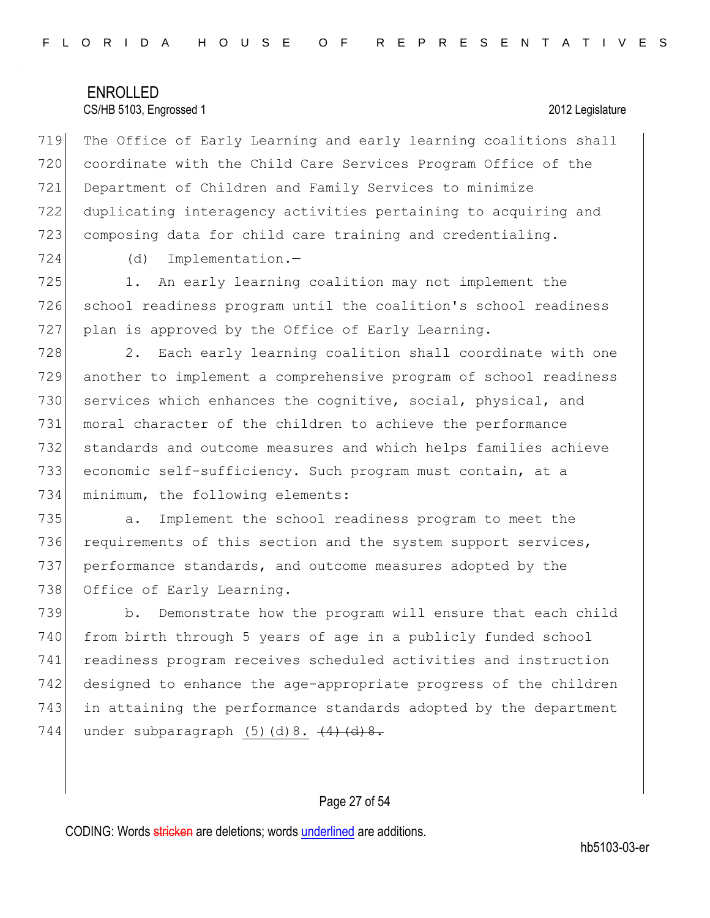The Office of Early Learning and early learning coalitions shall coordinate with the Child Care Services Program Office of the Department of Children and Family Services to minimize duplicating interagency activities pertaining to acquiring and composing data for child care training and credentialing.

(d) Implementation.—

1. An early learning coalition may not implement the school readiness program until the coalition's school readiness plan is approved by the Office of Early Learning.

2. Each early learning coalition shall coordinate with one another to implement a comprehensive program of school readiness services which enhances the cognitive, social, physical, and moral character of the children to achieve the performance standards and outcome measures and which helps families achieve economic self-sufficiency. Such program must contain, at a minimum, the following elements:

a. Implement the school readiness program to meet the requirements of this section and the system support services, performance standards, and outcome measures adopted by the Office of Early Learning.

b. Demonstrate how the program will ensure that each child from birth through 5 years of age in a publicly funded school readiness program receives scheduled activities and instruction designed to enhance the age-appropriate progress of the children in attaining the performance standards adopted by the department under subparagraph <u>(5)(d)8.</u> ~~(4)(d)8.~~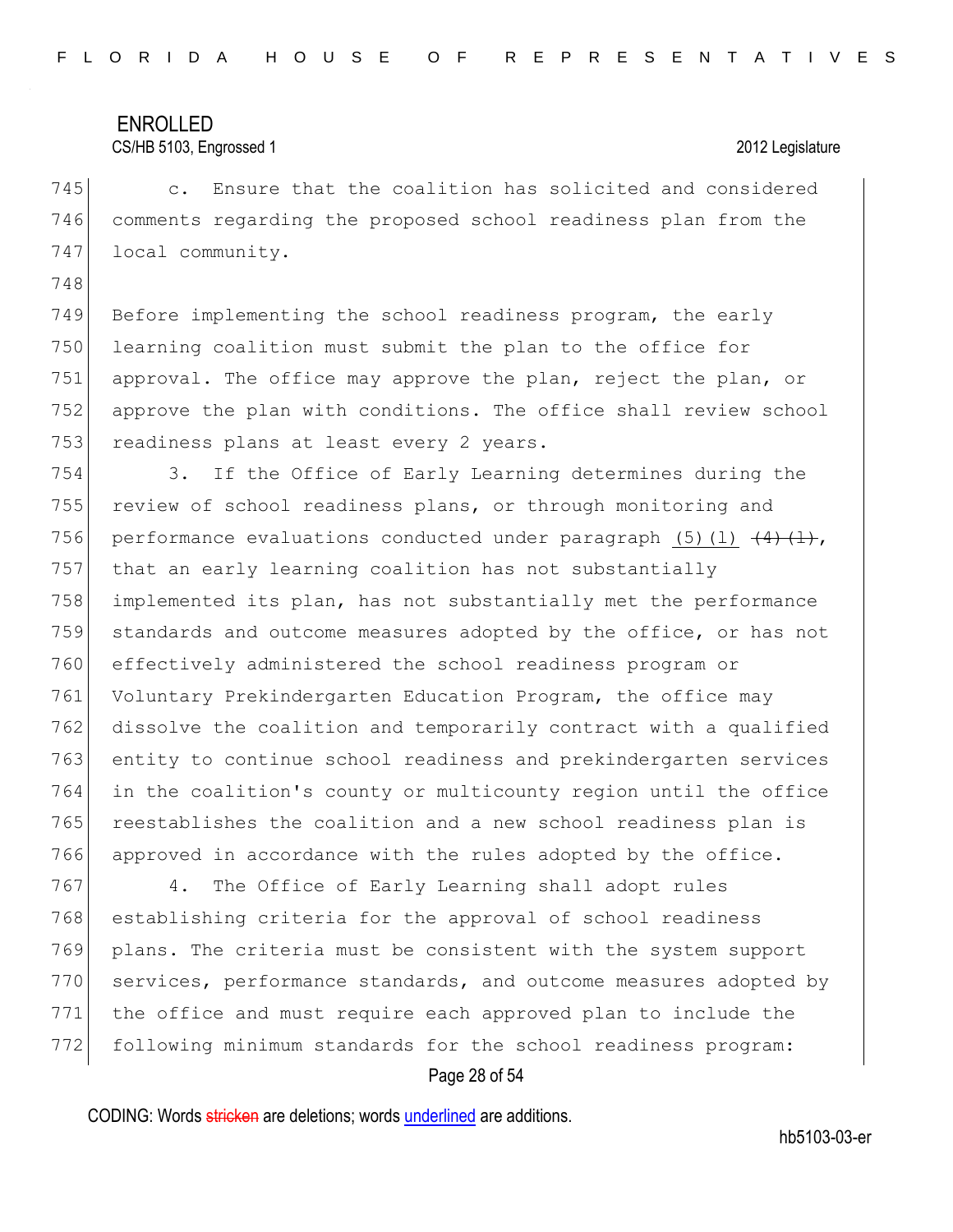c. Ensure that the coalition has solicited and considered comments regarding the proposed school readiness plan from the local community.

Before implementing the school readiness program, the early learning coalition must submit the plan to the office for approval. The office may approve the plan, reject the plan, or approve the plan with conditions. The office shall review school readiness plans at least every 2 years.

3. If the Office of Early Learning determines during the review of school readiness plans, or through monitoring and performance evaluations conducted under paragraph <u>(5)(l)</u> ~~(4)(l)~~, that an early learning coalition has not substantially implemented its plan, has not substantially met the performance standards and outcome measures adopted by the office, or has not effectively administered the school readiness program or Voluntary Prekindergarten Education Program, the office may dissolve the coalition and temporarily contract with a qualified entity to continue school readiness and prekindergarten services in the coalition's county or multicounty region until the office reestablishes the coalition and a new school readiness plan is approved in accordance with the rules adopted by the office.

4. The Office of Early Learning shall adopt rules establishing criteria for the approval of school readiness plans. The criteria must be consistent with the system support services, performance standards, and outcome measures adopted by the office and must require each approved plan to include the following minimum standards for the school readiness program: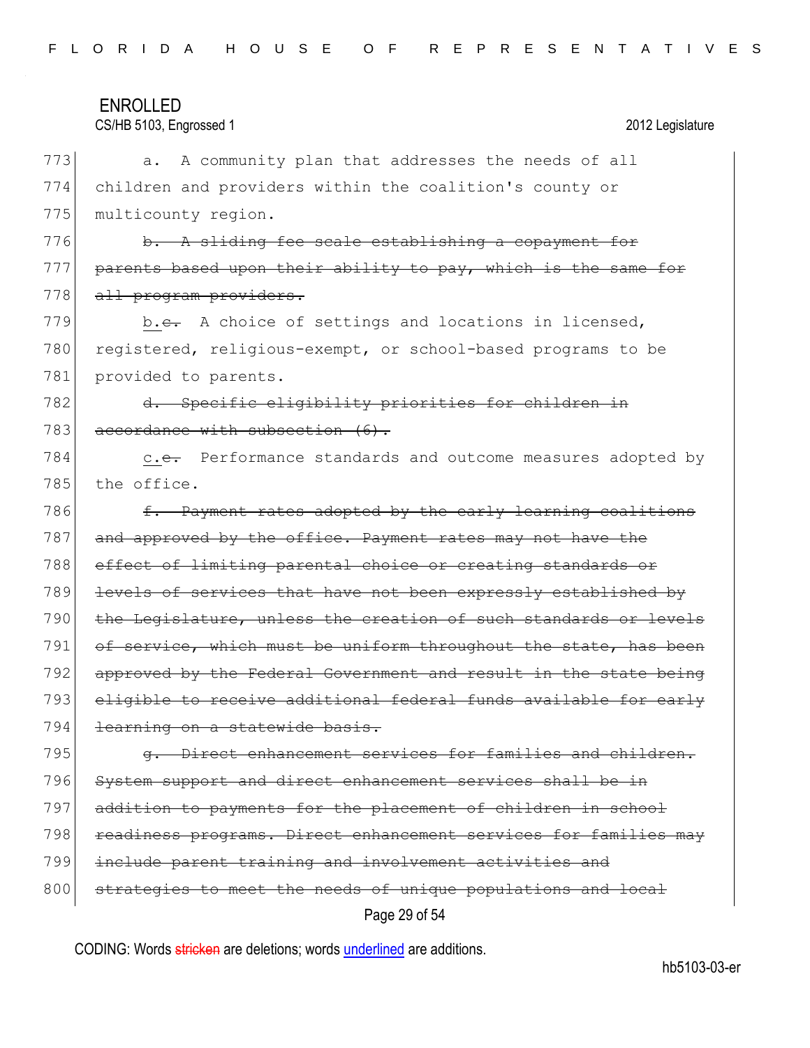a. A community plan that addresses the needs of all children and providers within the coalition's county or multicounty region.

~~b. A sliding fee scale establishing a copayment for parents based upon their ability to pay, which is the same for all program providers.~~

<u>b.</u>~~c.~~ A choice of settings and locations in licensed, registered, religious-exempt, or school-based programs to be provided to parents.

~~d. Specific eligibility priorities for children in accordance with subsection (6).~~

<u>c.</u>~~e.~~ Performance standards and outcome measures adopted by the office.

~~f. Payment rates adopted by the early learning coalitions and approved by the office. Payment rates may not have the effect of limiting parental choice or creating standards or levels of services that have not been expressly established by the Legislature, unless the creation of such standards or levels of service, which must be uniform throughout the state, has been approved by the Federal Government and result in the state being eligible to receive additional federal funds available for early learning on a statewide basis.~~

~~g. Direct enhancement services for families and children. System support and direct enhancement services shall be in addition to payments for the placement of children in school readiness programs. Direct enhancement services for families may include parent training and involvement activities and strategies to meet the needs of unique populations and local~~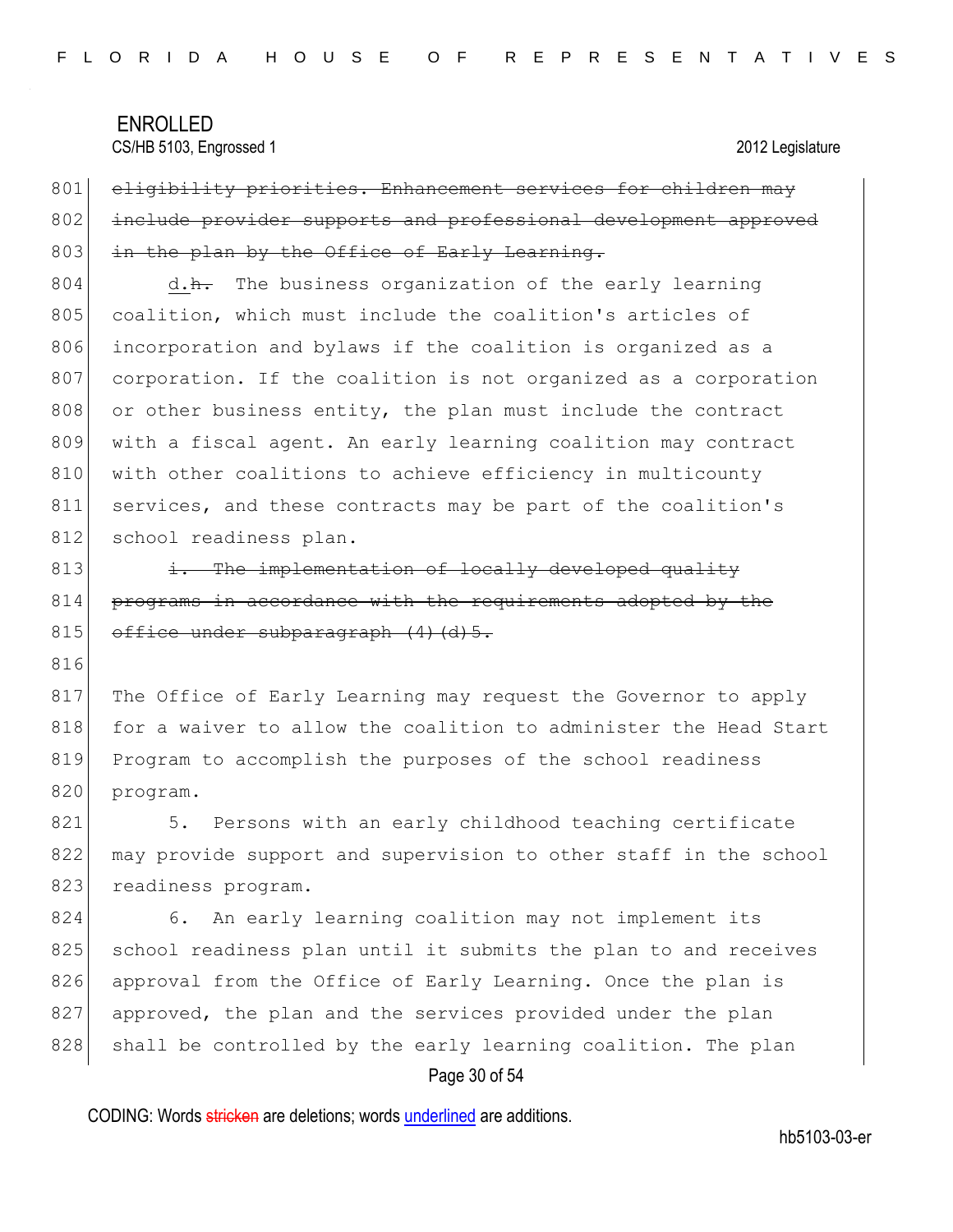~~eligibility priorities. Enhancement services for children may include provider supports and professional development approved in the plan by the Office of Early Learning.~~

<u>d.</u>~~h.~~ The business organization of the early learning coalition, which must include the coalition's articles of incorporation and bylaws if the coalition is organized as a corporation. If the coalition is not organized as a corporation or other business entity, the plan must include the contract with a fiscal agent. An early learning coalition may contract with other coalitions to achieve efficiency in multicounty services, and these contracts may be part of the coalition's school readiness plan.

~~i. The implementation of locally developed quality programs in accordance with the requirements adopted by the office under subparagraph (4)(d)5.~~

The Office of Early Learning may request the Governor to apply for a waiver to allow the coalition to administer the Head Start Program to accomplish the purposes of the school readiness program.

5. Persons with an early childhood teaching certificate may provide support and supervision to other staff in the school readiness program.

6. An early learning coalition may not implement its school readiness plan until it submits the plan to and receives approval from the Office of Early Learning. Once the plan is approved, the plan and the services provided under the plan shall be controlled by the early learning coalition. The plan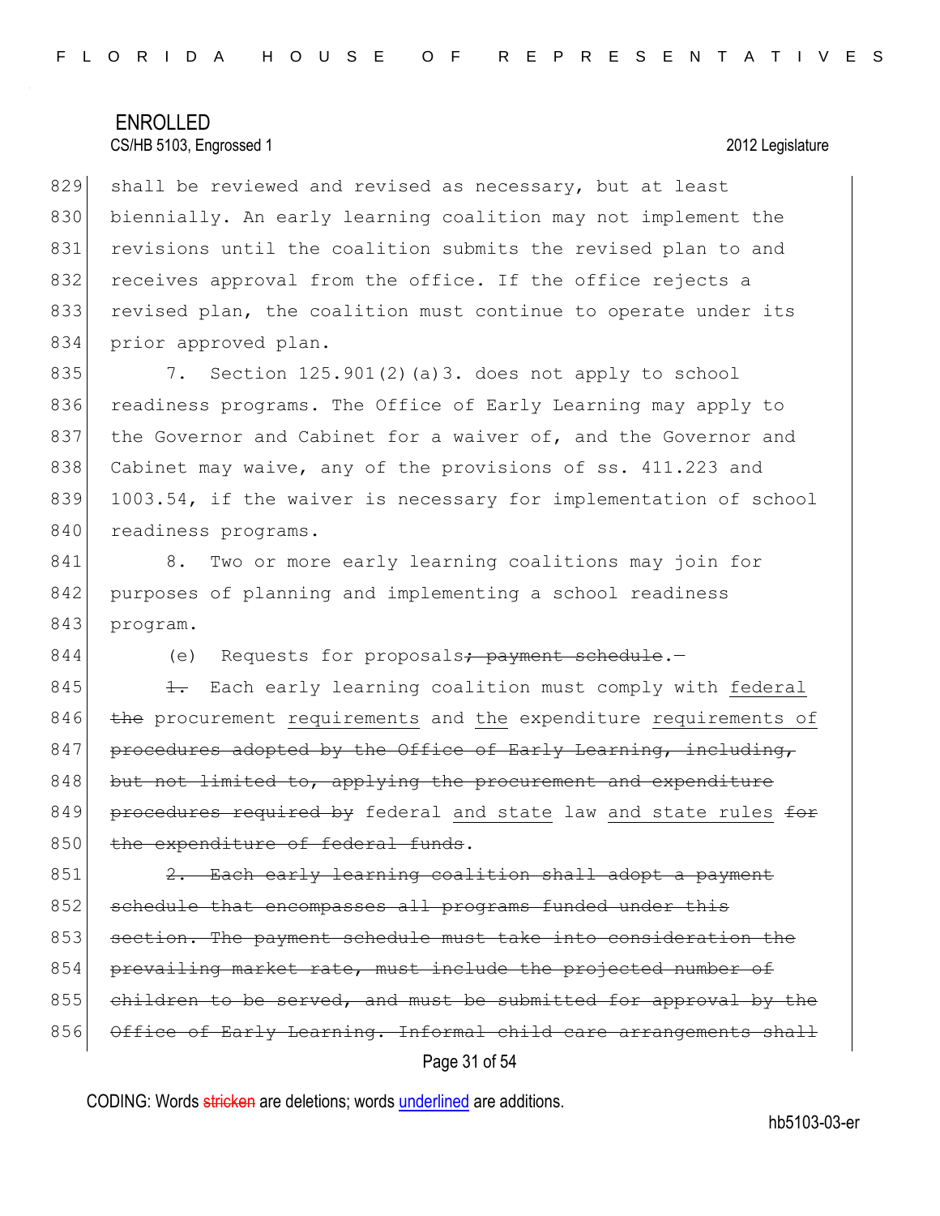shall be reviewed and revised as necessary, but at least biennially. An early learning coalition may not implement the revisions until the coalition submits the revised plan to and receives approval from the office. If the office rejects a revised plan, the coalition must continue to operate under its prior approved plan.

7. Section 125.901(2)(a)3. does not apply to school readiness programs. The Office of Early Learning may apply to the Governor and Cabinet for a waiver of, and the Governor and Cabinet may waive, any of the provisions of ss. 411.223 and 1003.54, if the waiver is necessary for implementation of school readiness programs.

8. Two or more early learning coalitions may join for purposes of planning and implementing a school readiness program.

(e) Requests for proposals~~; payment schedule~~.—

~~1.~~ Each early learning coalition must comply with federal ~~the~~ procurement requirements and the expenditure requirements of ~~procedures adopted by the Office of Early Learning, including, but not limited to, applying the procurement and expenditure procedures required by~~ federal and state law and state rules ~~for the expenditure of federal funds~~.

~~2. Each early learning coalition shall adopt a payment schedule that encompasses all programs funded under this section. The payment schedule must take into consideration the prevailing market rate, must include the projected number of children to be served, and must be submitted for approval by the Office of Early Learning. Informal child care arrangements shall~~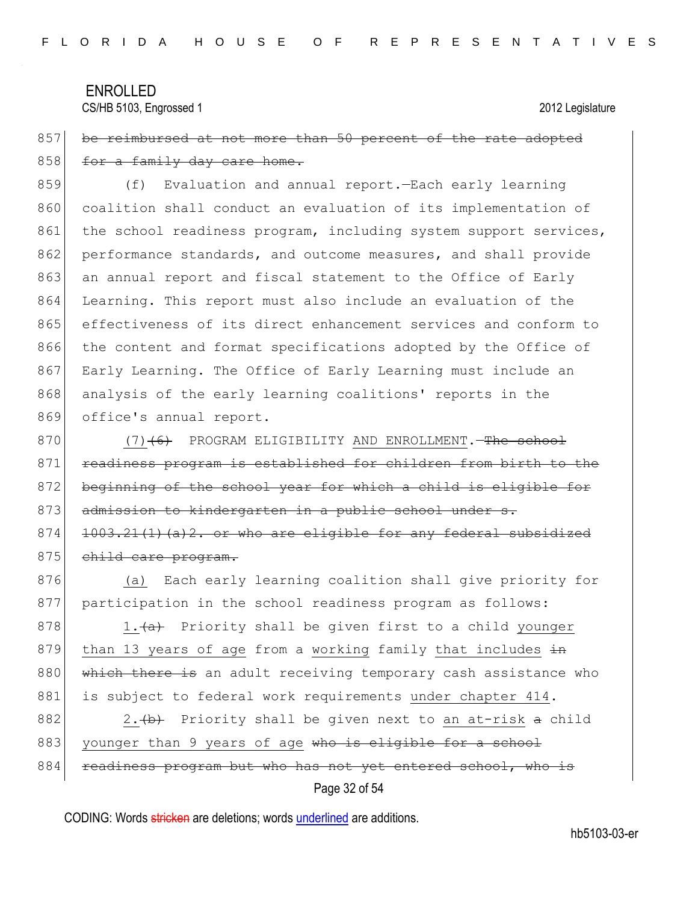857 ~~be reimbursed at not more than 50 percent of the rate adopted~~
858 ~~for a family day care home.~~

859 (f) Evaluation and annual report.—Each early learning
860 coalition shall conduct an evaluation of its implementation of
861 the school readiness program, including system support services,
862 performance standards, and outcome measures, and shall provide
863 an annual report and fiscal statement to the Office of Early
864 Learning. This report must also include an evaluation of the
865 effectiveness of its direct enhancement services and conform to
866 the content and format specifications adopted by the Office of
867 Early Learning. The Office of Early Learning must include an
868 analysis of the early learning coalitions' reports in the
869 office's annual report.

870 <u>(7)</u>~~(6)~~ PROGRAM ELIGIBILITY <u>AND ENROLLMENT</u>.—~~The school~~
871 ~~readiness program is established for children from birth to the~~
872 ~~beginning of the school year for which a child is eligible for~~
873 ~~admission to kindergarten in a public school under s.~~
874 ~~1003.21(1)(a)2. or who are eligible for any federal subsidized~~
875 ~~child care program.~~

876 <u>(a)</u> Each early learning coalition shall give priority for
877 participation in the school readiness program as follows:

878 <u>1.</u>~~(a)~~ Priority shall be given first to a child <u>younger</u>
879 <u>than 13 years of age</u> from a <u>working</u> family <u>that includes</u> ~~in~~
880 ~~which there is~~ an adult receiving temporary cash assistance who
881 is subject to federal work requirements <u>under chapter 414</u>.

882 <u>2.</u>~~(b)~~ Priority shall be given next to <u>an at-risk</u> ~~a~~ child
883 <u>younger than 9 years of age</u> ~~who is eligible for a school~~
884 ~~readiness program but who has not yet entered school, who is~~

CODING: Words ~~stricken~~ are deletions; words <u>underlined</u> are additions.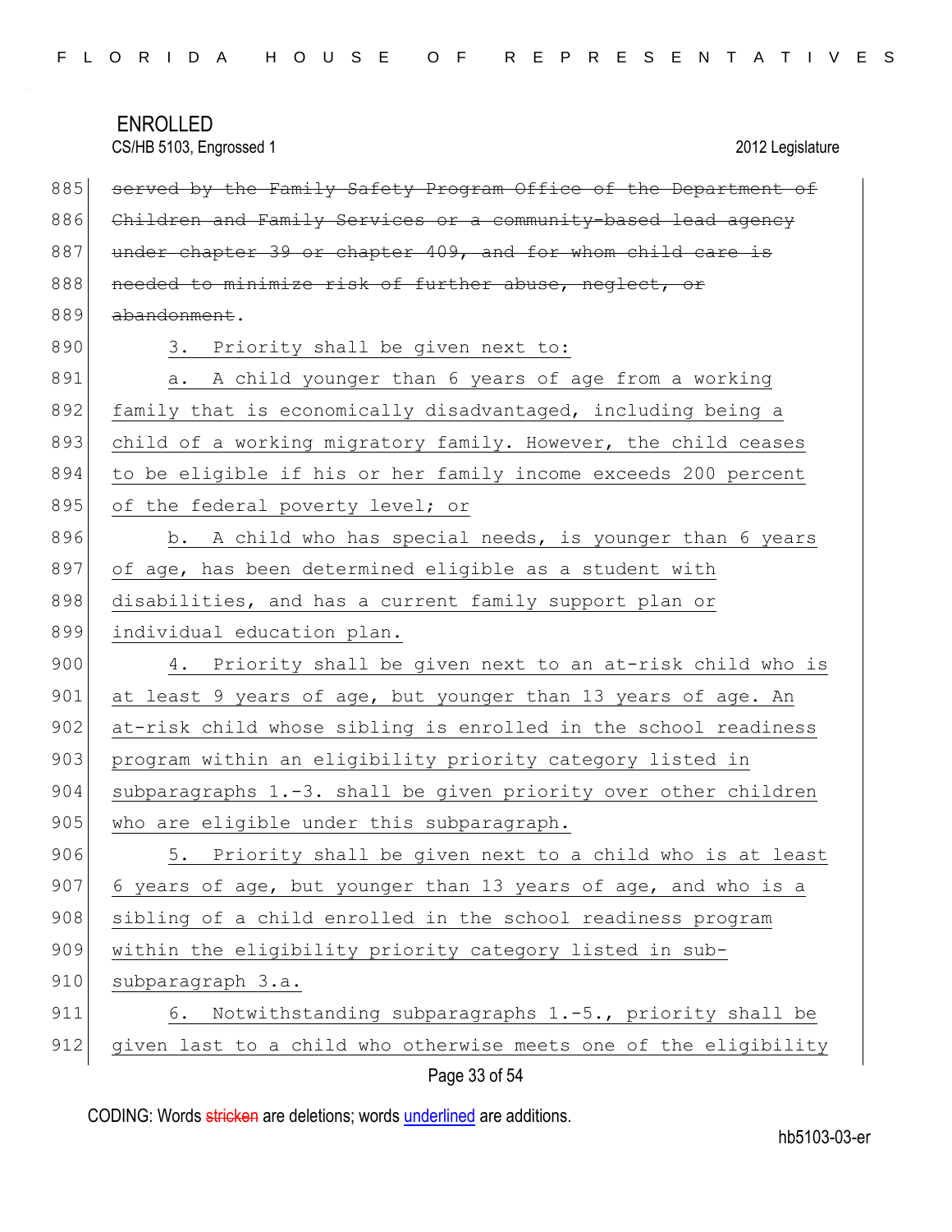~~served by the Family Safety Program Office of the Department of Children and Family Services or a community-based lead agency under chapter 39 or chapter 409, and for whom child care is needed to minimize risk of further abuse, neglect, or abandonment~~.

3. Priority shall be given next to:

a. A child younger than 6 years of age from a working family that is economically disadvantaged, including being a child of a working migratory family. However, the child ceases to be eligible if his or her family income exceeds 200 percent of the federal poverty level; or

b. A child who has special needs, is younger than 6 years of age, has been determined eligible as a student with disabilities, and has a current family support plan or individual education plan.

4. Priority shall be given next to an at-risk child who is at least 9 years of age, but younger than 13 years of age. An at-risk child whose sibling is enrolled in the school readiness program within an eligibility priority category listed in subparagraphs 1.-3. shall be given priority over other children who are eligible under this subparagraph.

5. Priority shall be given next to a child who is at least 6 years of age, but younger than 13 years of age, and who is a sibling of a child enrolled in the school readiness program within the eligibility priority category listed in sub-subparagraph 3.a.

6. Notwithstanding subparagraphs 1.-5., priority shall be given last to a child who otherwise meets one of the eligibility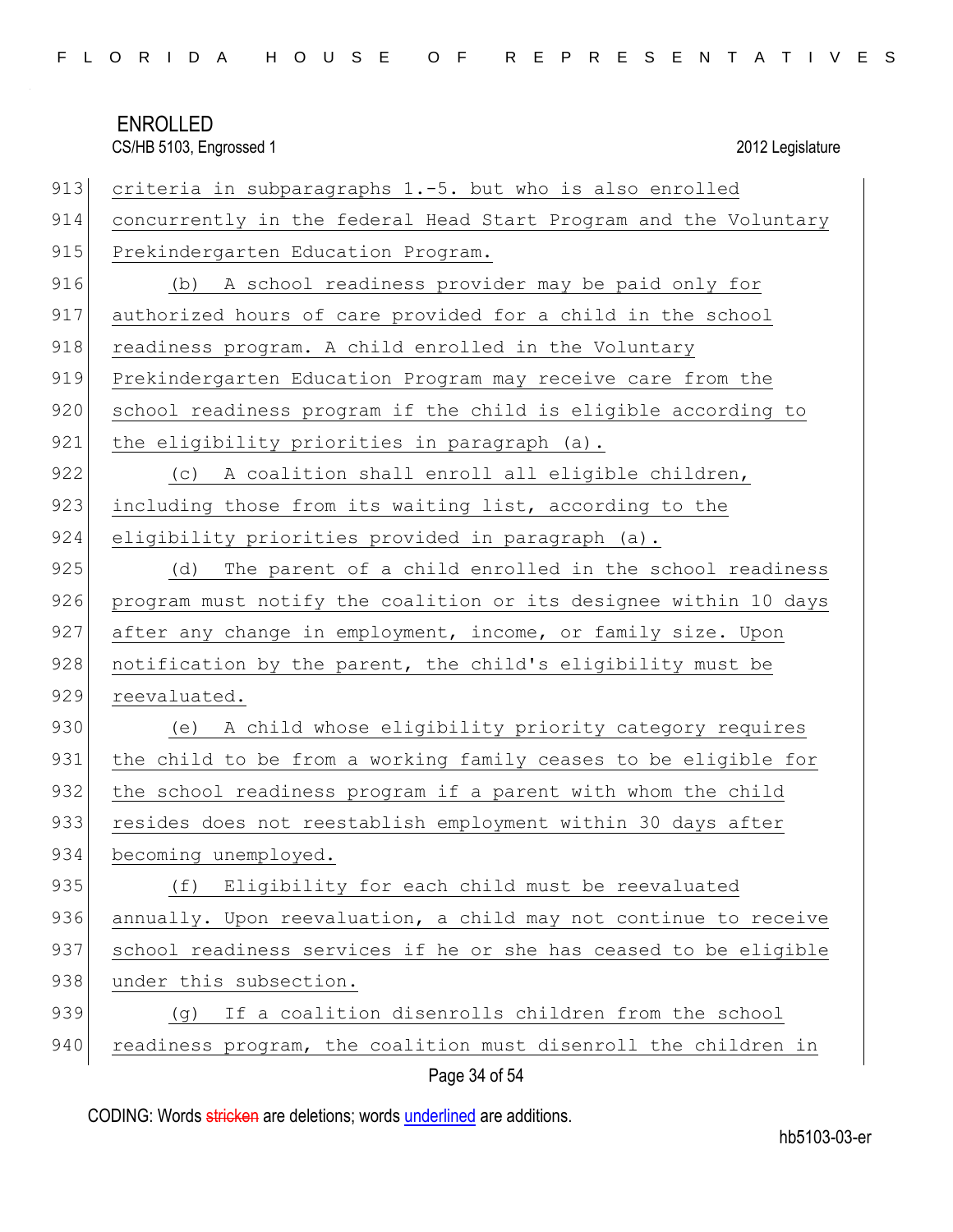criteria in subparagraphs 1.-5. but who is also enrolled concurrently in the federal Head Start Program and the Voluntary Prekindergarten Education Program.

(b) A school readiness provider may be paid only for authorized hours of care provided for a child in the school readiness program. A child enrolled in the Voluntary Prekindergarten Education Program may receive care from the school readiness program if the child is eligible according to the eligibility priorities in paragraph (a).

(c) A coalition shall enroll all eligible children, including those from its waiting list, according to the eligibility priorities provided in paragraph (a).

(d) The parent of a child enrolled in the school readiness program must notify the coalition or its designee within 10 days after any change in employment, income, or family size. Upon notification by the parent, the child's eligibility must be reevaluated.

(e) A child whose eligibility priority category requires the child to be from a working family ceases to be eligible for the school readiness program if a parent with whom the child resides does not reestablish employment within 30 days after becoming unemployed.

(f) Eligibility for each child must be reevaluated annually. Upon reevaluation, a child may not continue to receive school readiness services if he or she has ceased to be eligible under this subsection.

(g) If a coalition disenrolls children from the school readiness program, the coalition must disenroll the children in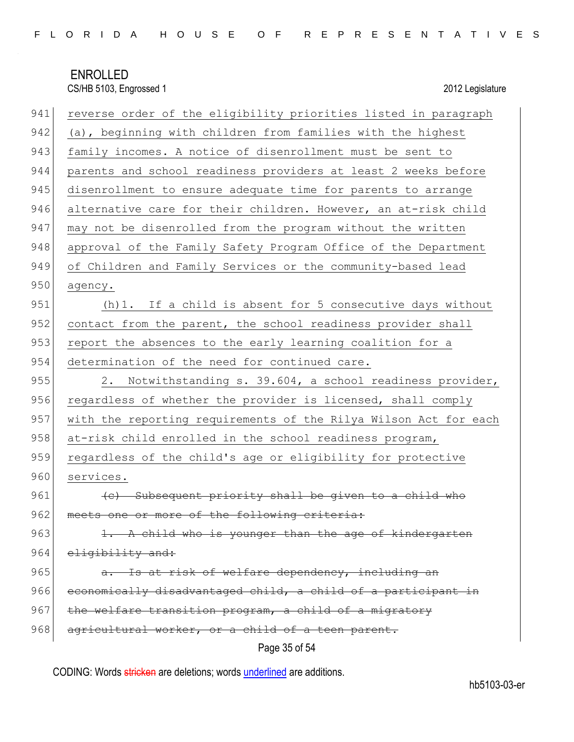reverse order of the eligibility priorities listed in paragraph (a), beginning with children from families with the highest family incomes. A notice of disenrollment must be sent to parents and school readiness providers at least 2 weeks before disenrollment to ensure adequate time for parents to arrange alternative care for their children. However, an at-risk child may not be disenrolled from the program without the written approval of the Family Safety Program Office of the Department of Children and Family Services or the community-based lead agency.

(h)1. If a child is absent for 5 consecutive days without contact from the parent, the school readiness provider shall report the absences to the early learning coalition for a determination of the need for continued care.

2. Notwithstanding s. 39.604, a school readiness provider, regardless of whether the provider is licensed, shall comply with the reporting requirements of the Rilya Wilson Act for each at-risk child enrolled in the school readiness program, regardless of the child's age or eligibility for protective services.

~~(c) Subsequent priority shall be given to a child who meets one or more of the following criteria:~~

~~1. A child who is younger than the age of kindergarten eligibility and:~~

~~a. Is at risk of welfare dependency, including an economically disadvantaged child, a child of a participant in the welfare transition program, a child of a migratory agricultural worker, or a child of a teen parent.~~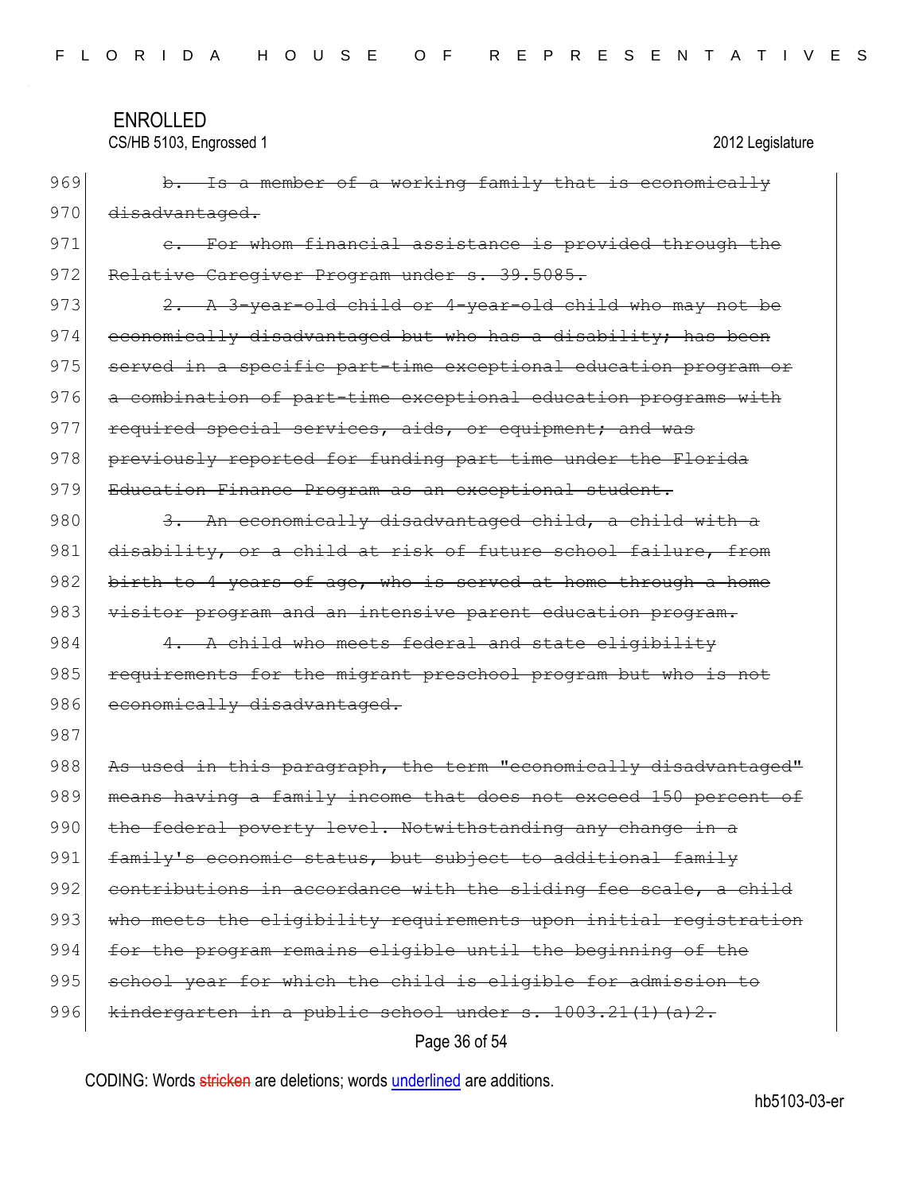ENROLLED

CS/HB 5103, Engrossed 1 2012 Legislature

969 ~~b. Is a member of a working family that is economically~~
970 ~~disadvantaged.~~
971 ~~c. For whom financial assistance is provided through the~~
972 ~~Relative Caregiver Program under s. 39.5085.~~
973 ~~2. A 3-year-old child or 4-year-old child who may not be~~
974 ~~economically disadvantaged but who has a disability; has been~~
975 ~~served in a specific part-time exceptional education program or~~
976 ~~a combination of part-time exceptional education programs with~~
977 ~~required special services, aids, or equipment; and was~~
978 ~~previously reported for funding part time under the Florida~~
979 ~~Education Finance Program as an exceptional student.~~
980 ~~3. An economically disadvantaged child, a child with a~~
981 ~~disability, or a child at risk of future school failure, from~~
982 ~~birth to 4 years of age, who is served at home through a home~~
983 ~~visitor program and an intensive parent education program.~~
984 ~~4. A child who meets federal and state eligibility~~
985 ~~requirements for the migrant preschool program but who is not~~
986 ~~economically disadvantaged.~~
987
988 ~~As used in this paragraph, the term "economically disadvantaged"~~
989 ~~means having a family income that does not exceed 150 percent of~~
990 ~~the federal poverty level. Notwithstanding any change in a~~
991 ~~family's economic status, but subject to additional family~~
992 ~~contributions in accordance with the sliding fee scale, a child~~
993 ~~who meets the eligibility requirements upon initial registration~~
994 ~~for the program remains eligible until the beginning of the~~
995 ~~school year for which the child is eligible for admission to~~
996 ~~kindergarten in a public school under s. 1003.21(1)(a)2.~~

CODING: Words ~~stricken~~ are deletions; words underlined are additions.

hb5103-03-er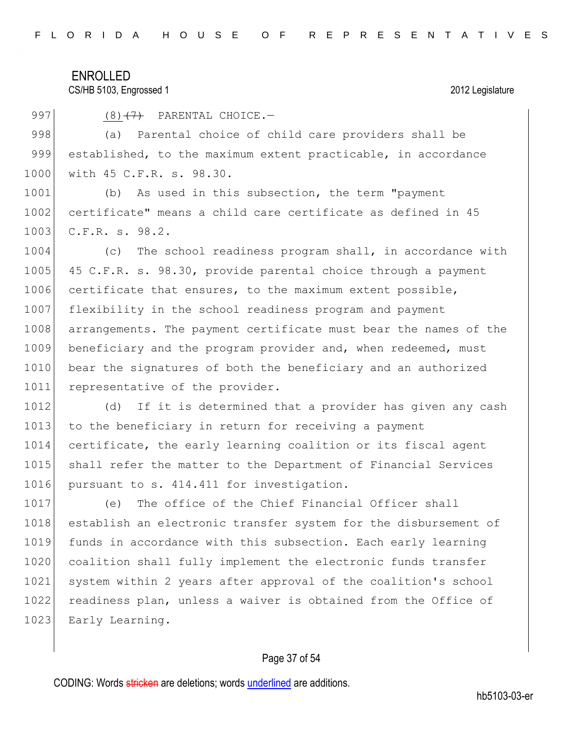(8) ~~(7)~~ PARENTAL CHOICE.—

(a) Parental choice of child care providers shall be established, to the maximum extent practicable, in accordance with 45 C.F.R. s. 98.30.

(b) As used in this subsection, the term "payment certificate" means a child care certificate as defined in 45 C.F.R. s. 98.2.

(c) The school readiness program shall, in accordance with 45 C.F.R. s. 98.30, provide parental choice through a payment certificate that ensures, to the maximum extent possible, flexibility in the school readiness program and payment arrangements. The payment certificate must bear the names of the beneficiary and the program provider and, when redeemed, must bear the signatures of both the beneficiary and an authorized representative of the provider.

(d) If it is determined that a provider has given any cash to the beneficiary in return for receiving a payment certificate, the early learning coalition or its fiscal agent shall refer the matter to the Department of Financial Services pursuant to s. 414.411 for investigation.

(e) The office of the Chief Financial Officer shall establish an electronic transfer system for the disbursement of funds in accordance with this subsection. Each early learning coalition shall fully implement the electronic funds transfer system within 2 years after approval of the coalition's school readiness plan, unless a waiver is obtained from the Office of Early Learning.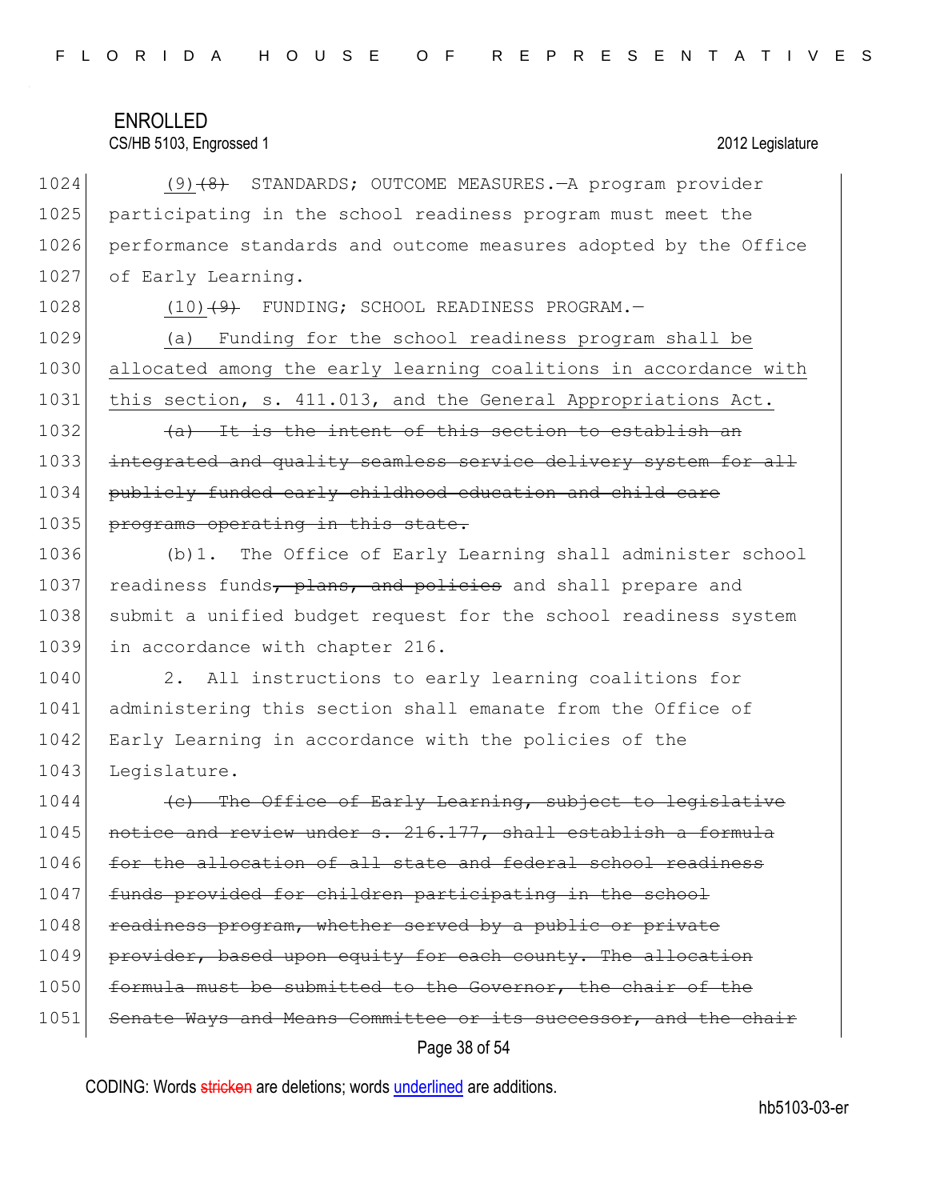(9)~~(8)~~ STANDARDS; OUTCOME MEASURES.—A program provider participating in the school readiness program must meet the performance standards and outcome measures adopted by the Office of Early Learning.

(10)~~(9)~~ FUNDING; SCHOOL READINESS PROGRAM.—

<u>(a) Funding for the school readiness program shall be allocated among the early learning coalitions in accordance with this section, s. 411.013, and the General Appropriations Act.</u>

~~(a) It is the intent of this section to establish an integrated and quality seamless service delivery system for all publicly funded early childhood education and child care programs operating in this state.~~

(b)1. The Office of Early Learning shall administer school readiness funds~~, plans, and policies~~ and shall prepare and submit a unified budget request for the school readiness system in accordance with chapter 216.

2. All instructions to early learning coalitions for administering this section shall emanate from the Office of Early Learning in accordance with the policies of the Legislature.

~~(c) The Office of Early Learning, subject to legislative notice and review under s. 216.177, shall establish a formula for the allocation of all state and federal school readiness funds provided for children participating in the school readiness program, whether served by a public or private provider, based upon equity for each county. The allocation formula must be submitted to the Governor, the chair of the Senate Ways and Means Committee or its successor, and the chair~~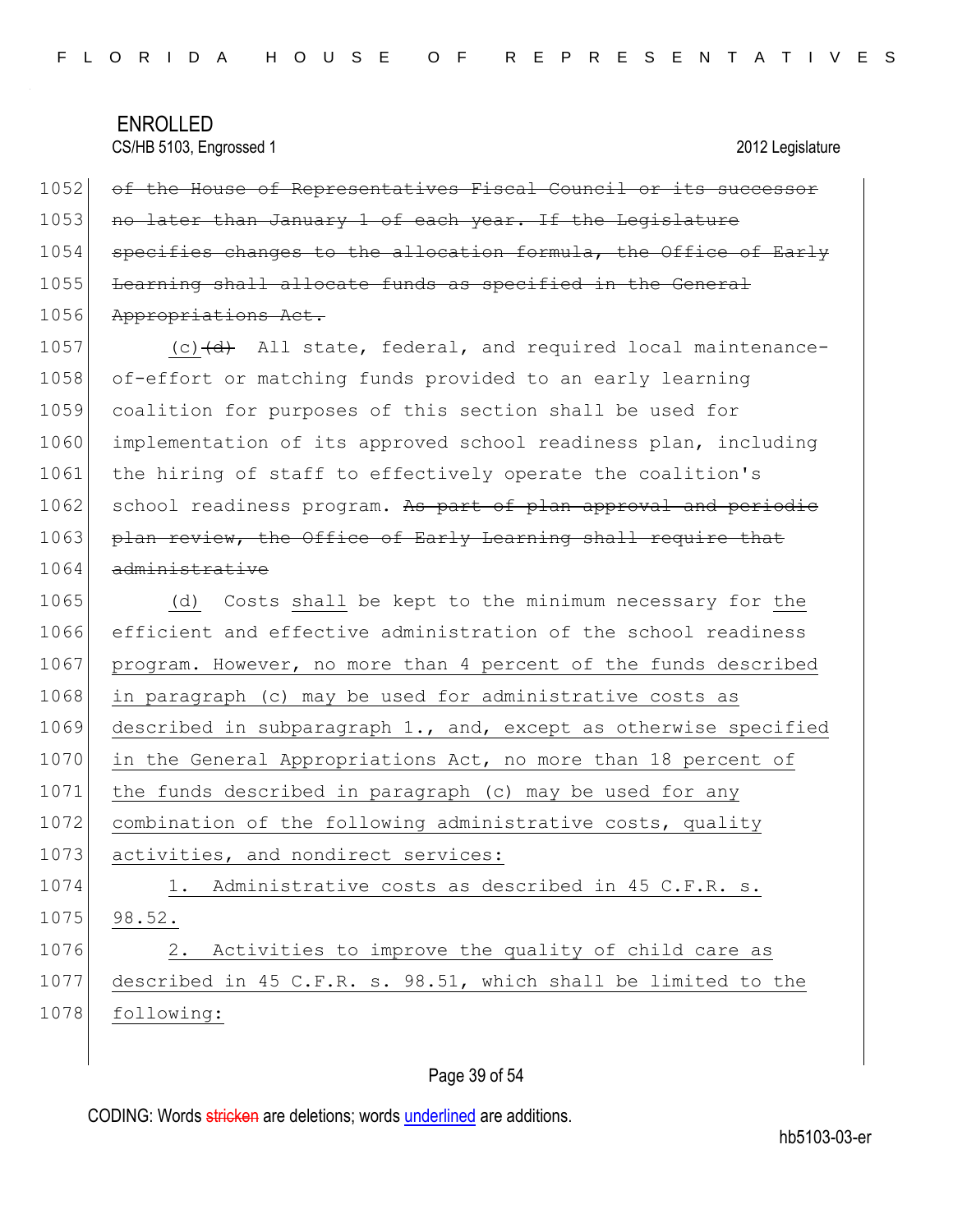ENROLLED
CS/HB 5103, Engrossed 1 2012 Legislature

~~of the House of Representatives Fiscal Council or its successor no later than January 1 of each year. If the Legislature specifies changes to the allocation formula, the Office of Early Learning shall allocate funds as specified in the General Appropriations Act.~~

(c)~~(d)~~ All state, federal, and required local maintenance-of-effort or matching funds provided to an early learning coalition for purposes of this section shall be used for implementation of its approved school readiness plan, including the hiring of staff to effectively operate the coalition's school readiness program. ~~As part of plan approval and periodic plan review, the Office of Early Learning shall require that administrative~~

(d) Costs shall be kept to the minimum necessary for the efficient and effective administration of the school readiness program. However, no more than 4 percent of the funds described in paragraph (c) may be used for administrative costs as described in subparagraph 1., and, except as otherwise specified in the General Appropriations Act, no more than 18 percent of the funds described in paragraph (c) may be used for any combination of the following administrative costs, quality activities, and nondirect services:

1. Administrative costs as described in 45 C.F.R. s. 98.52.

2. Activities to improve the quality of child care as described in 45 C.F.R. s. 98.51, which shall be limited to the following: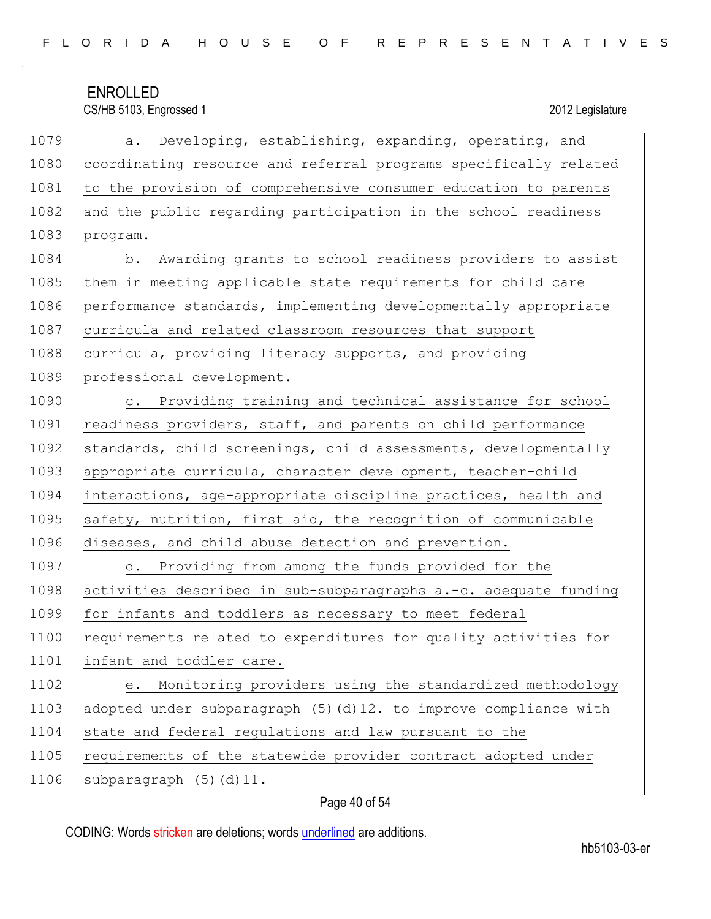a. Developing, establishing, expanding, operating, and coordinating resource and referral programs specifically related to the provision of comprehensive consumer education to parents and the public regarding participation in the school readiness program.

b. Awarding grants to school readiness providers to assist them in meeting applicable state requirements for child care performance standards, implementing developmentally appropriate curricula and related classroom resources that support curricula, providing literacy supports, and providing professional development.

c. Providing training and technical assistance for school readiness providers, staff, and parents on child performance standards, child screenings, child assessments, developmentally appropriate curricula, character development, teacher-child interactions, age-appropriate discipline practices, health and safety, nutrition, first aid, the recognition of communicable diseases, and child abuse detection and prevention.

d. Providing from among the funds provided for the activities described in sub-subparagraphs a.-c. adequate funding for infants and toddlers as necessary to meet federal requirements related to expenditures for quality activities for infant and toddler care.

e. Monitoring providers using the standardized methodology adopted under subparagraph (5)(d)12. to improve compliance with state and federal regulations and law pursuant to the requirements of the statewide provider contract adopted under subparagraph (5)(d)11.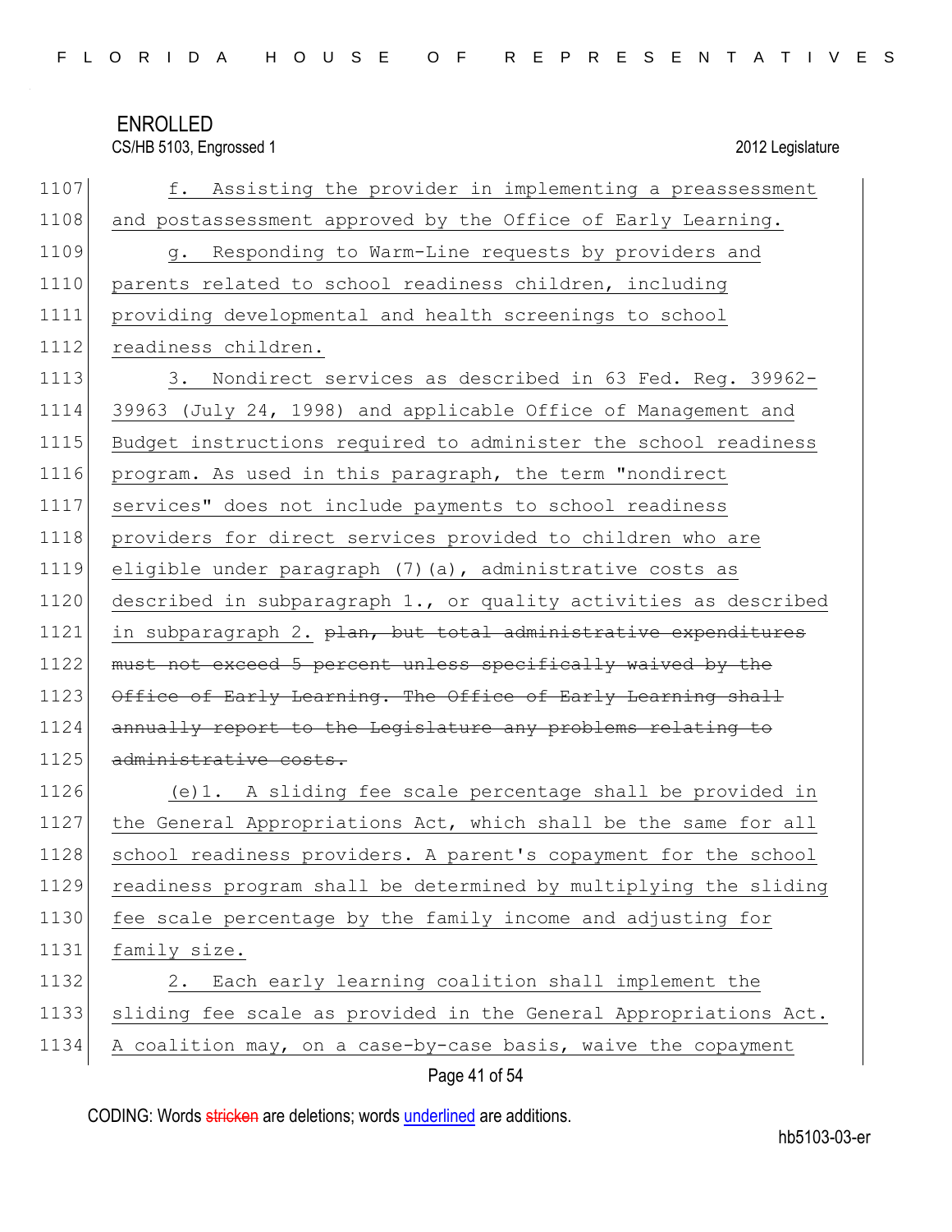f. Assisting the provider in implementing a preassessment and postassessment approved by the Office of Early Learning.

g. Responding to Warm-Line requests by providers and parents related to school readiness children, including providing developmental and health screenings to school readiness children.

3. Nondirect services as described in 63 Fed. Reg. 39962-39963 (July 24, 1998) and applicable Office of Management and Budget instructions required to administer the school readiness program. As used in this paragraph, the term "nondirect services" does not include payments to school readiness providers for direct services provided to children who are eligible under paragraph (7)(a), administrative costs as described in subparagraph 1., or quality activities as described in subparagraph 2. ~~plan, but total administrative expenditures must not exceed 5 percent unless specifically waived by the Office of Early Learning. The Office of Early Learning shall annually report to the Legislature any problems relating to administrative costs.~~

(e)1. A sliding fee scale percentage shall be provided in the General Appropriations Act, which shall be the same for all school readiness providers. A parent's copayment for the school readiness program shall be determined by multiplying the sliding fee scale percentage by the family income and adjusting for family size.

2. Each early learning coalition shall implement the sliding fee scale as provided in the General Appropriations Act. A coalition may, on a case-by-case basis, waive the copayment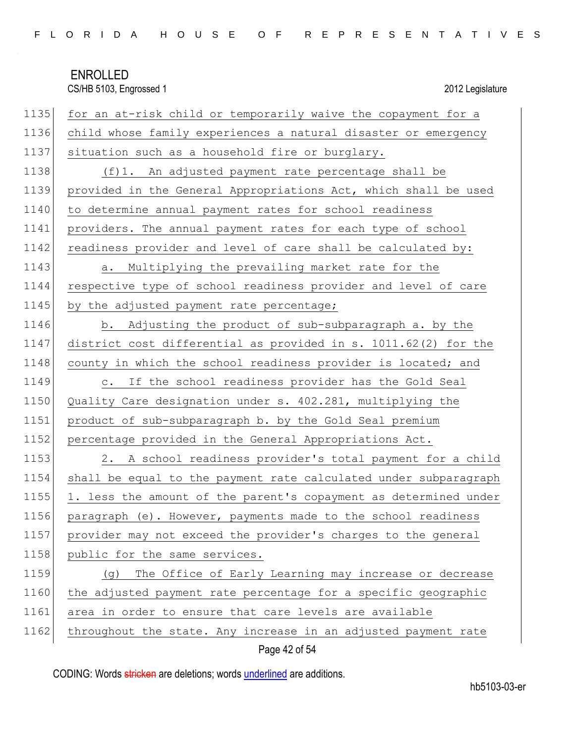for an at-risk child or temporarily waive the copayment for a child whose family experiences a natural disaster or emergency situation such as a household fire or burglary.

(f)1. An adjusted payment rate percentage shall be provided in the General Appropriations Act, which shall be used to determine annual payment rates for school readiness providers. The annual payment rates for each type of school readiness provider and level of care shall be calculated by:

a. Multiplying the prevailing market rate for the respective type of school readiness provider and level of care by the adjusted payment rate percentage;

b. Adjusting the product of sub-subparagraph a. by the district cost differential as provided in s. 1011.62(2) for the county in which the school readiness provider is located; and

c. If the school readiness provider has the Gold Seal Quality Care designation under s. 402.281, multiplying the product of sub-subparagraph b. by the Gold Seal premium percentage provided in the General Appropriations Act.

2. A school readiness provider's total payment for a child shall be equal to the payment rate calculated under subparagraph 1. less the amount of the parent's copayment as determined under paragraph (e). However, payments made to the school readiness provider may not exceed the provider's charges to the general public for the same services.

(g) The Office of Early Learning may increase or decrease the adjusted payment rate percentage for a specific geographic area in order to ensure that care levels are available throughout the state. Any increase in an adjusted payment rate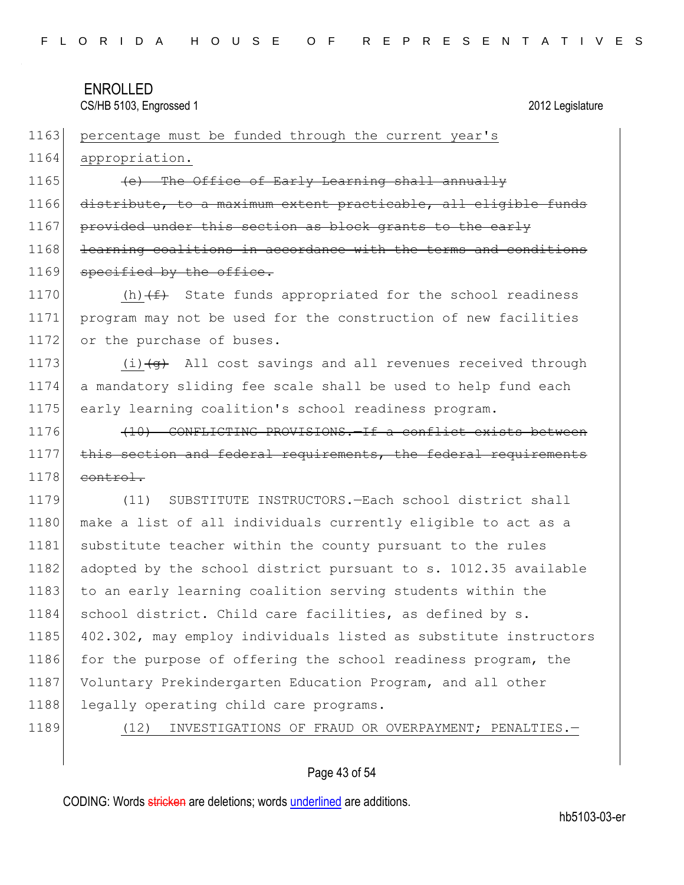percentage must be funded through the current year's appropriation.

~~(e) The Office of Early Learning shall annually distribute, to a maximum extent practicable, all eligible funds provided under this section as block grants to the early learning coalitions in accordance with the terms and conditions specified by the office.~~

(h) ~~(f)~~ State funds appropriated for the school readiness program may not be used for the construction of new facilities or the purchase of buses.

(i) ~~(g)~~ All cost savings and all revenues received through a mandatory sliding fee scale shall be used to help fund each early learning coalition's school readiness program.

~~(10) CONFLICTING PROVISIONS.—If a conflict exists between this section and federal requirements, the federal requirements control.~~

(11) SUBSTITUTE INSTRUCTORS.—Each school district shall make a list of all individuals currently eligible to act as a substitute teacher within the county pursuant to the rules adopted by the school district pursuant to s. 1012.35 available to an early learning coalition serving students within the school district. Child care facilities, as defined by s. 402.302, may employ individuals listed as substitute instructors for the purpose of offering the school readiness program, the Voluntary Prekindergarten Education Program, and all other legally operating child care programs.

(12) INVESTIGATIONS OF FRAUD OR OVERPAYMENT; PENALTIES.—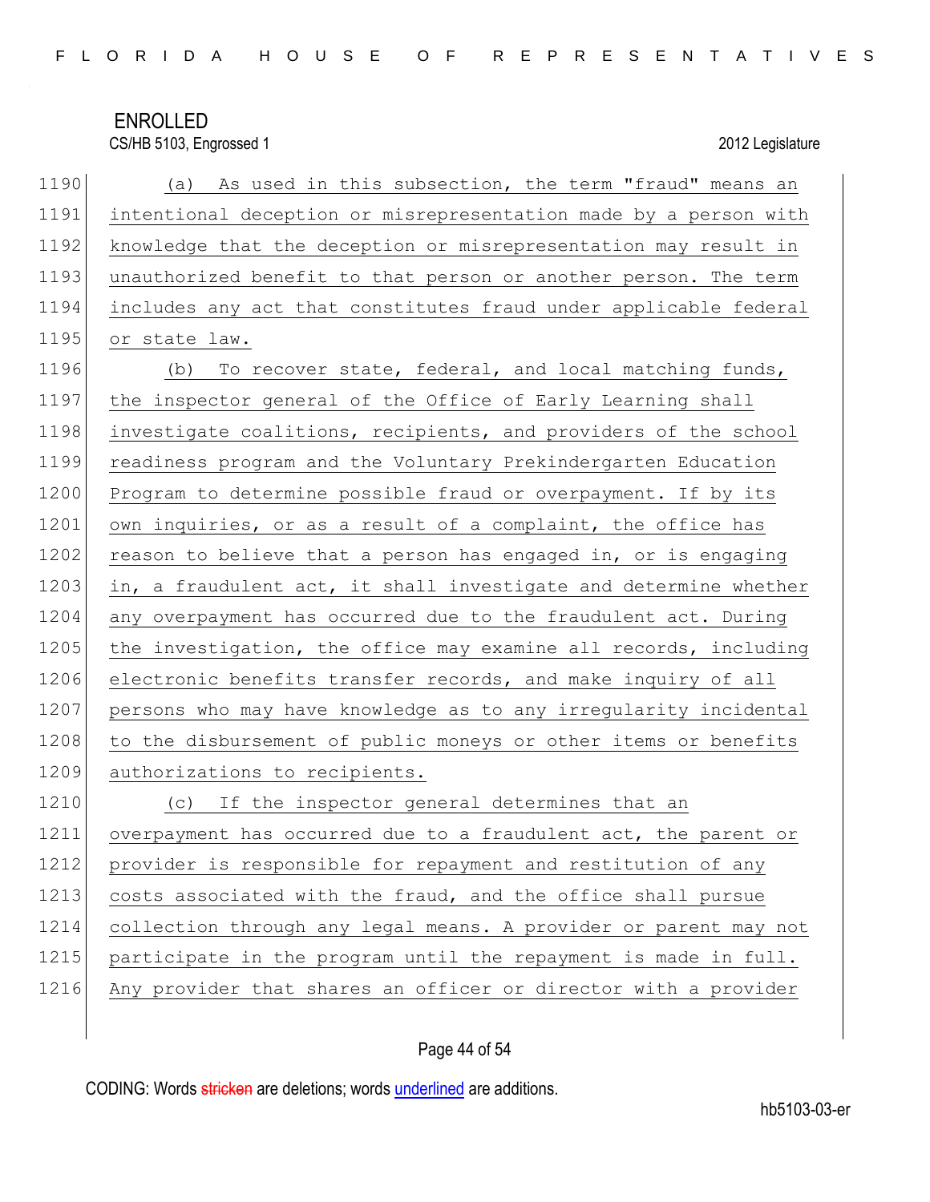(a) As used in this subsection, the term "fraud" means an intentional deception or misrepresentation made by a person with knowledge that the deception or misrepresentation may result in unauthorized benefit to that person or another person. The term includes any act that constitutes fraud under applicable federal or state law.

(b) To recover state, federal, and local matching funds, the inspector general of the Office of Early Learning shall investigate coalitions, recipients, and providers of the school readiness program and the Voluntary Prekindergarten Education Program to determine possible fraud or overpayment. If by its own inquiries, or as a result of a complaint, the office has reason to believe that a person has engaged in, or is engaging in, a fraudulent act, it shall investigate and determine whether any overpayment has occurred due to the fraudulent act. During the investigation, the office may examine all records, including electronic benefits transfer records, and make inquiry of all persons who may have knowledge as to any irregularity incidental to the disbursement of public moneys or other items or benefits authorizations to recipients.

(c) If the inspector general determines that an overpayment has occurred due to a fraudulent act, the parent or provider is responsible for repayment and restitution of any costs associated with the fraud, and the office shall pursue collection through any legal means. A provider or parent may not participate in the program until the repayment is made in full. Any provider that shares an officer or director with a provider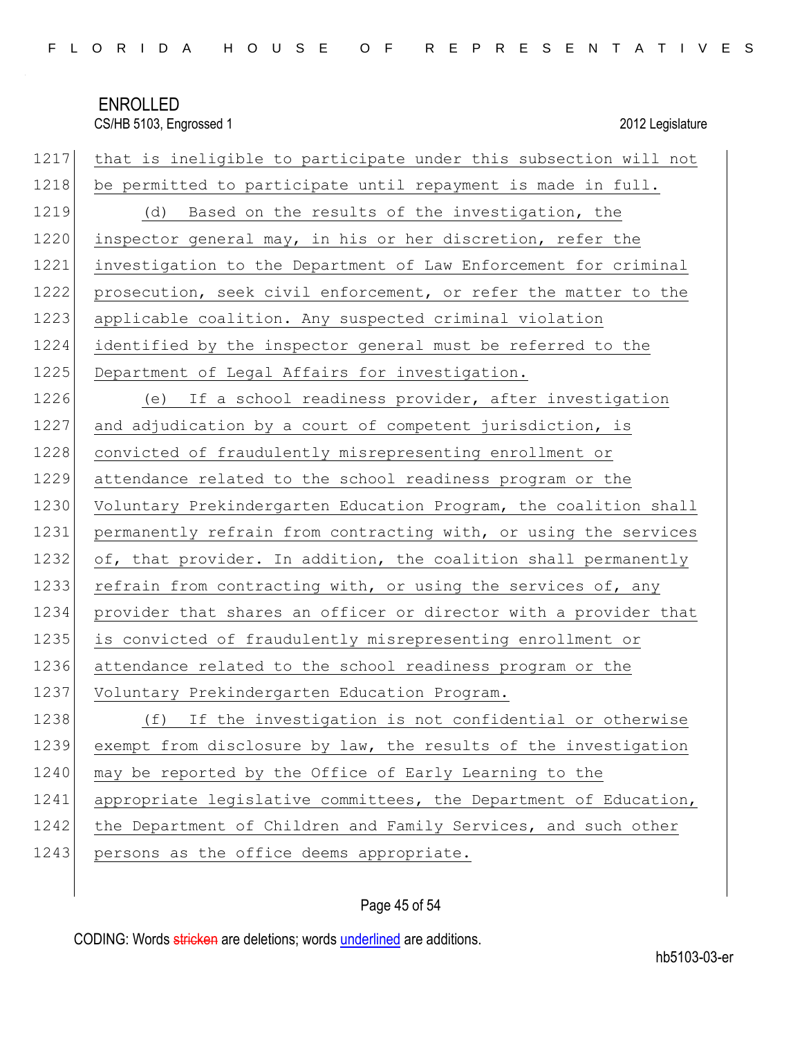that is ineligible to participate under this subsection will not be permitted to participate until repayment is made in full.

(d) Based on the results of the investigation, the inspector general may, in his or her discretion, refer the investigation to the Department of Law Enforcement for criminal prosecution, seek civil enforcement, or refer the matter to the applicable coalition. Any suspected criminal violation identified by the inspector general must be referred to the Department of Legal Affairs for investigation.

(e) If a school readiness provider, after investigation and adjudication by a court of competent jurisdiction, is convicted of fraudulently misrepresenting enrollment or attendance related to the school readiness program or the Voluntary Prekindergarten Education Program, the coalition shall permanently refrain from contracting with, or using the services of, that provider. In addition, the coalition shall permanently refrain from contracting with, or using the services of, any provider that shares an officer or director with a provider that is convicted of fraudulently misrepresenting enrollment or attendance related to the school readiness program or the Voluntary Prekindergarten Education Program.

(f) If the investigation is not confidential or otherwise exempt from disclosure by law, the results of the investigation may be reported by the Office of Early Learning to the appropriate legislative committees, the Department of Education, the Department of Children and Family Services, and such other persons as the office deems appropriate.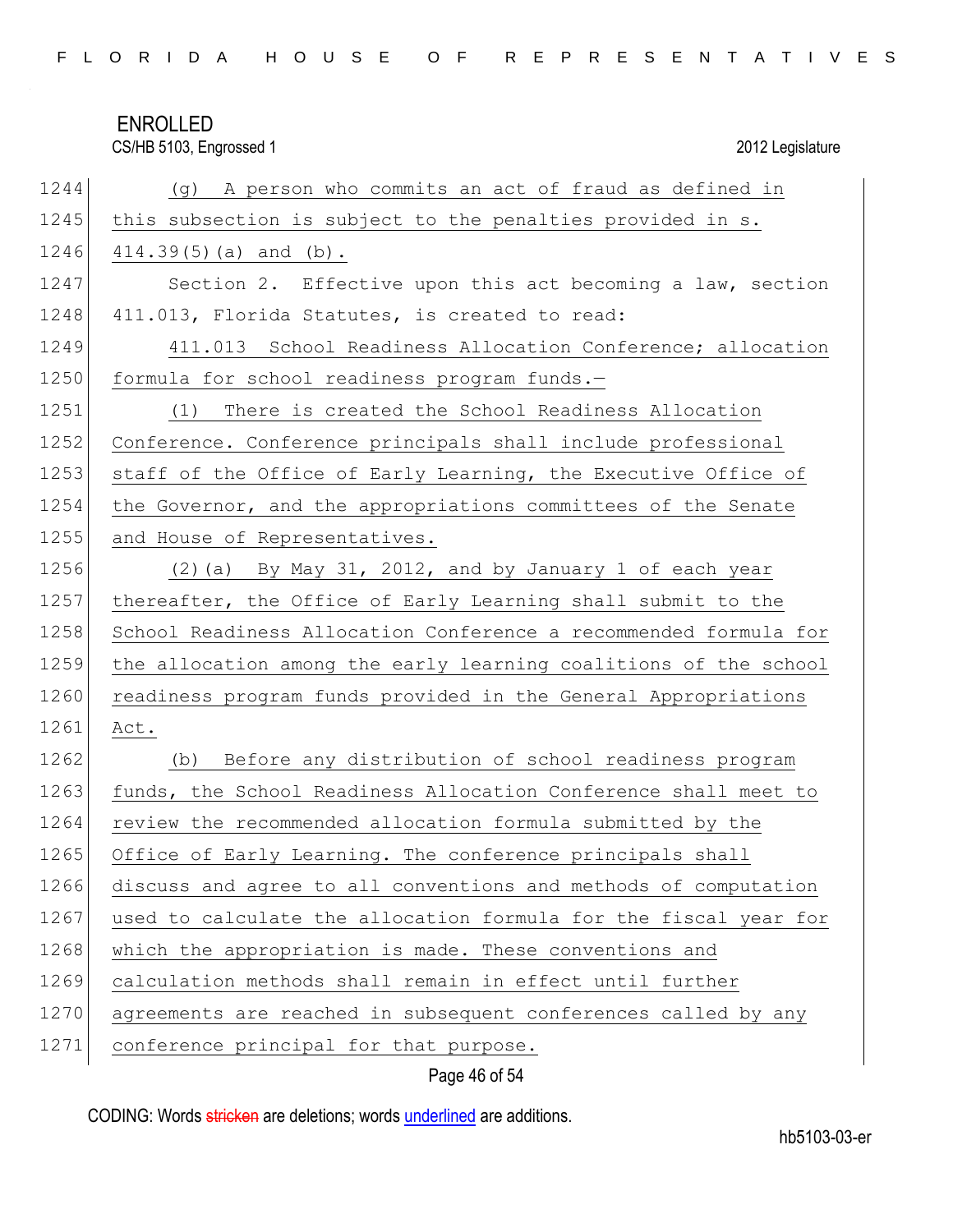(g) A person who commits an act of fraud as defined in this subsection is subject to the penalties provided in s. 414.39(5)(a) and (b).

Section 2. Effective upon this act becoming a law, section 411.013, Florida Statutes, is created to read:

411.013 School Readiness Allocation Conference; allocation formula for school readiness program funds.—

(1) There is created the School Readiness Allocation Conference. Conference principals shall include professional staff of the Office of Early Learning, the Executive Office of the Governor, and the appropriations committees of the Senate and House of Representatives.

(2)(a) By May 31, 2012, and by January 1 of each year thereafter, the Office of Early Learning shall submit to the School Readiness Allocation Conference a recommended formula for the allocation among the early learning coalitions of the school readiness program funds provided in the General Appropriations Act.

(b) Before any distribution of school readiness program funds, the School Readiness Allocation Conference shall meet to review the recommended allocation formula submitted by the Office of Early Learning. The conference principals shall discuss and agree to all conventions and methods of computation used to calculate the allocation formula for the fiscal year for which the appropriation is made. These conventions and calculation methods shall remain in effect until further agreements are reached in subsequent conferences called by any conference principal for that purpose.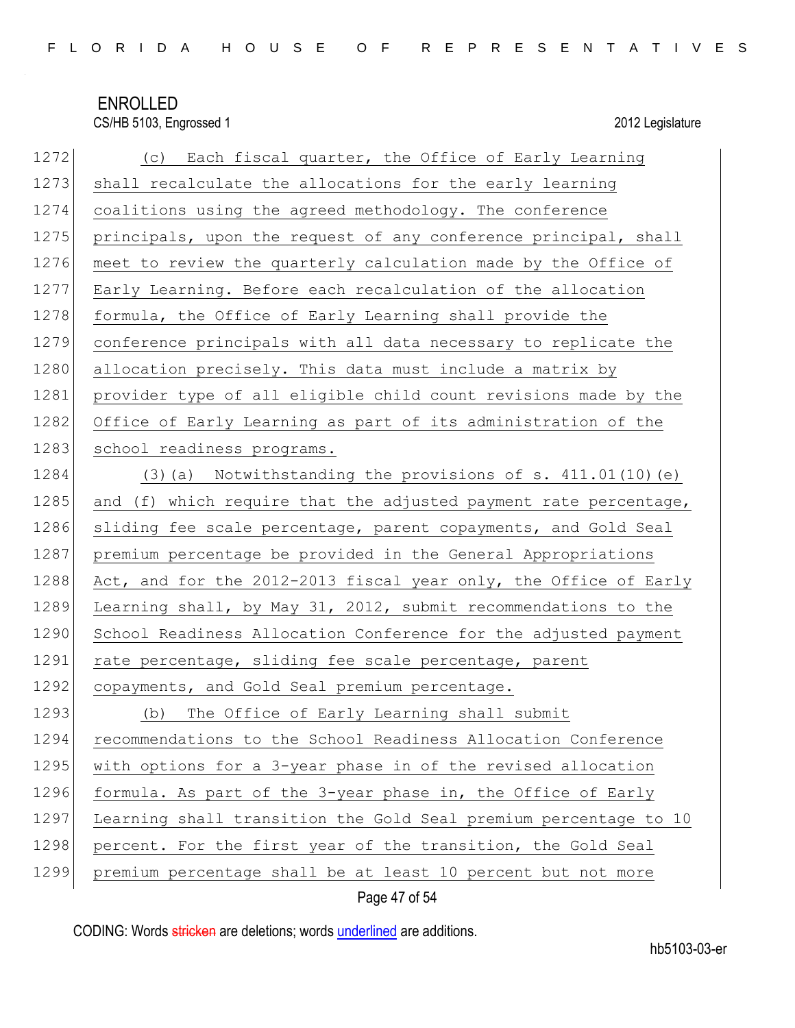(c) Each fiscal quarter, the Office of Early Learning shall recalculate the allocations for the early learning coalitions using the agreed methodology. The conference principals, upon the request of any conference principal, shall meet to review the quarterly calculation made by the Office of Early Learning. Before each recalculation of the allocation formula, the Office of Early Learning shall provide the conference principals with all data necessary to replicate the allocation precisely. This data must include a matrix by provider type of all eligible child count revisions made by the Office of Early Learning as part of its administration of the school readiness programs.

(3)(a) Notwithstanding the provisions of s. 411.01(10)(e) and (f) which require that the adjusted payment rate percentage, sliding fee scale percentage, parent copayments, and Gold Seal premium percentage be provided in the General Appropriations Act, and for the 2012-2013 fiscal year only, the Office of Early Learning shall, by May 31, 2012, submit recommendations to the School Readiness Allocation Conference for the adjusted payment rate percentage, sliding fee scale percentage, parent copayments, and Gold Seal premium percentage.

(b) The Office of Early Learning shall submit recommendations to the School Readiness Allocation Conference with options for a 3-year phase in of the revised allocation formula. As part of the 3-year phase in, the Office of Early Learning shall transition the Gold Seal premium percentage to 10 percent. For the first year of the transition, the Gold Seal premium percentage shall be at least 10 percent but not more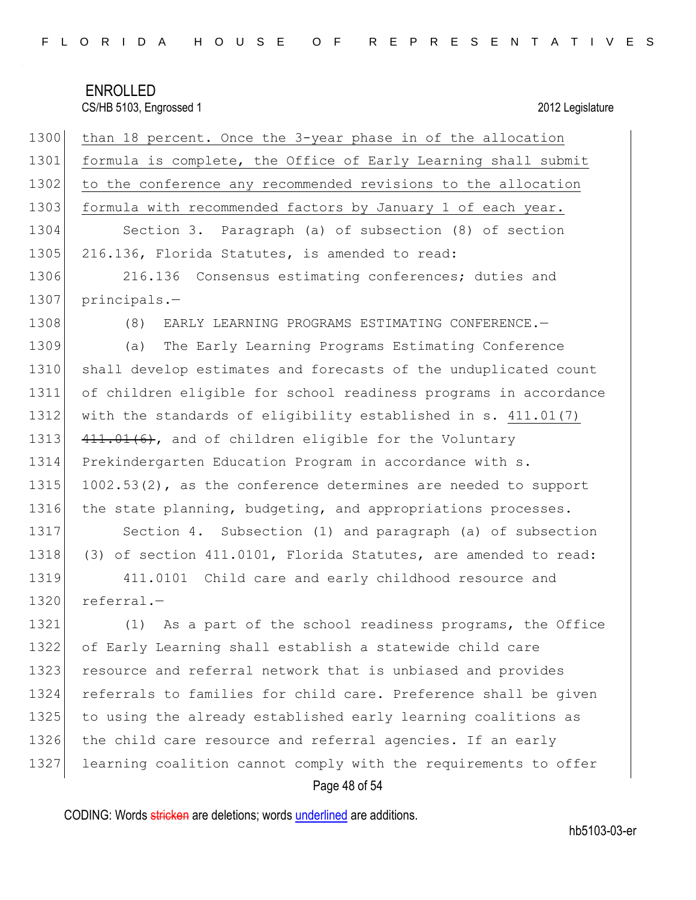than 18 percent. Once the 3-year phase in of the allocation formula is complete, the Office of Early Learning shall submit to the conference any recommended revisions to the allocation formula with recommended factors by January 1 of each year.

Section 3. Paragraph (a) of subsection (8) of section 216.136, Florida Statutes, is amended to read:

216.136 Consensus estimating conferences; duties and principals.—

(8) EARLY LEARNING PROGRAMS ESTIMATING CONFERENCE.—

(a) The Early Learning Programs Estimating Conference shall develop estimates and forecasts of the unduplicated count of children eligible for school readiness programs in accordance with the standards of eligibility established in s. 411.01(7) ~~411.01(6)~~, and of children eligible for the Voluntary Prekindergarten Education Program in accordance with s. 1002.53(2), as the conference determines are needed to support the state planning, budgeting, and appropriations processes.

Section 4. Subsection (1) and paragraph (a) of subsection (3) of section 411.0101, Florida Statutes, are amended to read:

411.0101 Child care and early childhood resource and referral.—

(1) As a part of the school readiness programs, the Office of Early Learning shall establish a statewide child care resource and referral network that is unbiased and provides referrals to families for child care. Preference shall be given to using the already established early learning coalitions as the child care resource and referral agencies. If an early learning coalition cannot comply with the requirements to offer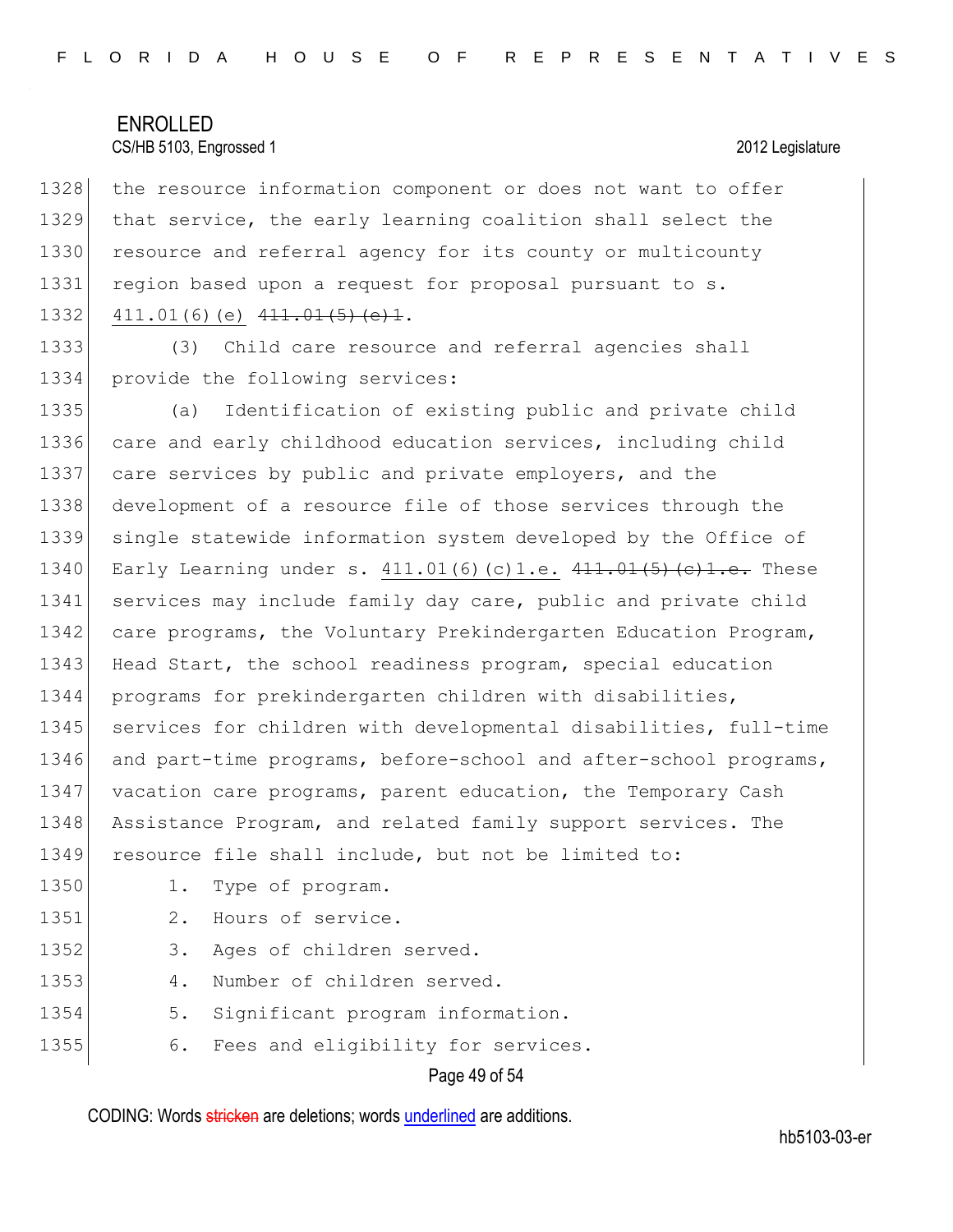the resource information component or does not want to offer that service, the early learning coalition shall select the resource and referral agency for its county or multicounty region based upon a request for proposal pursuant to s. <u>411.01(6)(e)</u> ~~411.01(5)(e)1~~.

(3) Child care resource and referral agencies shall provide the following services:

(a) Identification of existing public and private child care and early childhood education services, including child care services by public and private employers, and the development of a resource file of those services through the single statewide information system developed by the Office of Early Learning under s. <u>411.01(6)(c)1.e.</u> ~~411.01(5)(c)1.e.~~ These services may include family day care, public and private child care programs, the Voluntary Prekindergarten Education Program, Head Start, the school readiness program, special education programs for prekindergarten children with disabilities, services for children with developmental disabilities, full-time and part-time programs, before-school and after-school programs, vacation care programs, parent education, the Temporary Cash Assistance Program, and related family support services. The resource file shall include, but not be limited to:

1. Type of program.
2. Hours of service.
3. Ages of children served.
4. Number of children served.
5. Significant program information.
6. Fees and eligibility for services.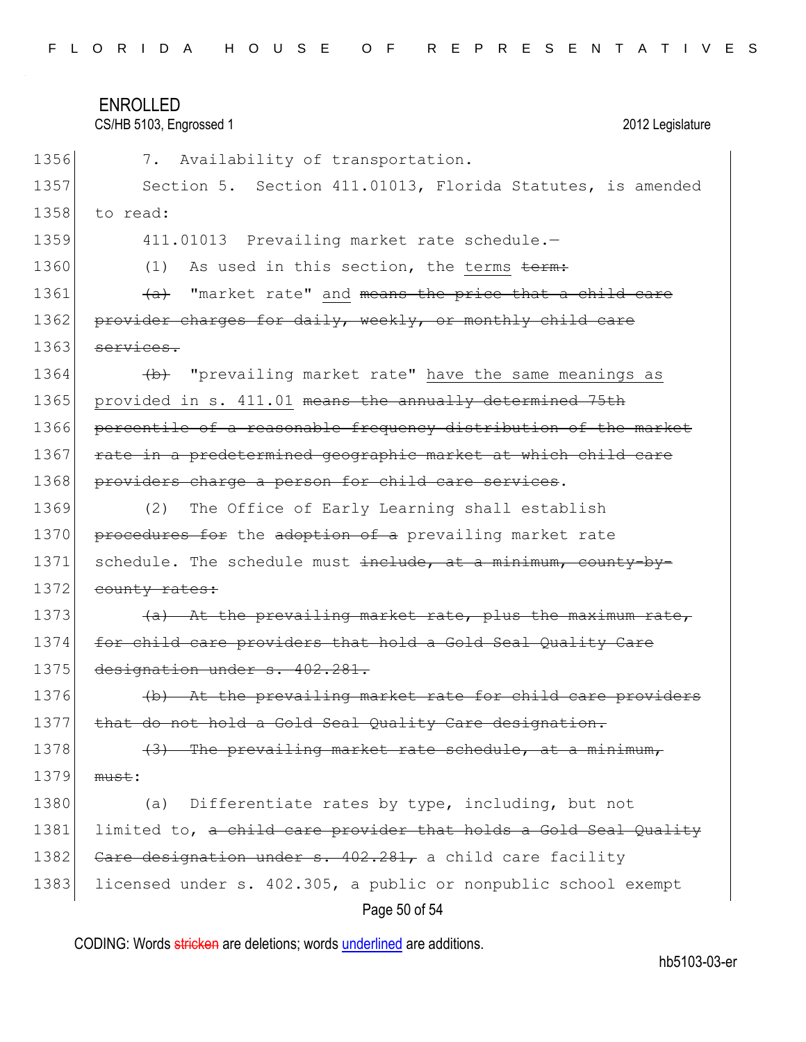7. Availability of transportation.

Section 5. Section 411.01013, Florida Statutes, is amended to read:

411.01013 Prevailing market rate schedule.—

(1) As used in this section, the <u>terms</u> ~~term:~~

~~(a)~~ "market rate" <u>and</u> ~~means the price that a child care provider charges for daily, weekly, or monthly child care services.~~

~~(b)~~ "prevailing market rate" <u>have the same meanings as provided in s. 411.01</u> ~~means the annually determined 75th percentile of a reasonable frequency distribution of the market rate in a predetermined geographic market at which child care providers charge a person for child care services~~.

(2) The Office of Early Learning shall establish ~~procedures for~~ the ~~adoption of a~~ prevailing market rate schedule. The schedule must ~~include, at a minimum, county-by-county rates:~~

~~(a) At the prevailing market rate, plus the maximum rate, for child care providers that hold a Gold Seal Quality Care designation under s. 402.281.~~

~~(b) At the prevailing market rate for child care providers that do not hold a Gold Seal Quality Care designation.~~

~~(3) The prevailing market rate schedule, at a minimum, must~~:

(a) Differentiate rates by type, including, but not limited to, ~~a child care provider that holds a Gold Seal Quality Care designation under s. 402.281,~~ a child care facility licensed under s. 402.305, a public or nonpublic school exempt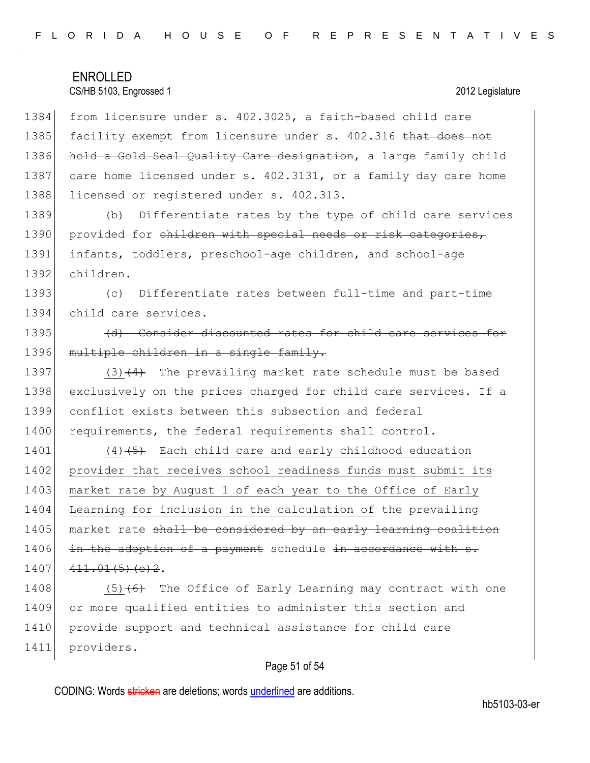from licensure under s. 402.3025, a faith-based child care facility exempt from licensure under s. 402.316 ~~that does not hold a Gold Seal Quality Care designation~~, a large family child care home licensed under s. 402.3131, or a family day care home licensed or registered under s. 402.313.

(b) Differentiate rates by the type of child care services provided for ~~children with special needs or risk categories,~~ infants, toddlers, preschool-age children, and school-age children.

(c) Differentiate rates between full-time and part-time child care services.

~~(d) Consider discounted rates for child care services for multiple children in a single family.~~

<u>(3)</u>~~(4)~~ The prevailing market rate schedule must be based exclusively on the prices charged for child care services. If a conflict exists between this subsection and federal requirements, the federal requirements shall control.

<u>(4)</u>~~(5)~~ <u>Each child care and early childhood education provider that receives school readiness funds must submit its market rate by August 1 of each year to the Office of Early Learning for inclusion in the calculation of</u> the prevailing market rate ~~shall be considered by an early learning coalition in the adoption of a payment~~ schedule ~~in accordance with s. 411.01(5)(e)2~~.

<u>(5)</u>~~(6)~~ The Office of Early Learning may contract with one or more qualified entities to administer this section and provide support and technical assistance for child care providers.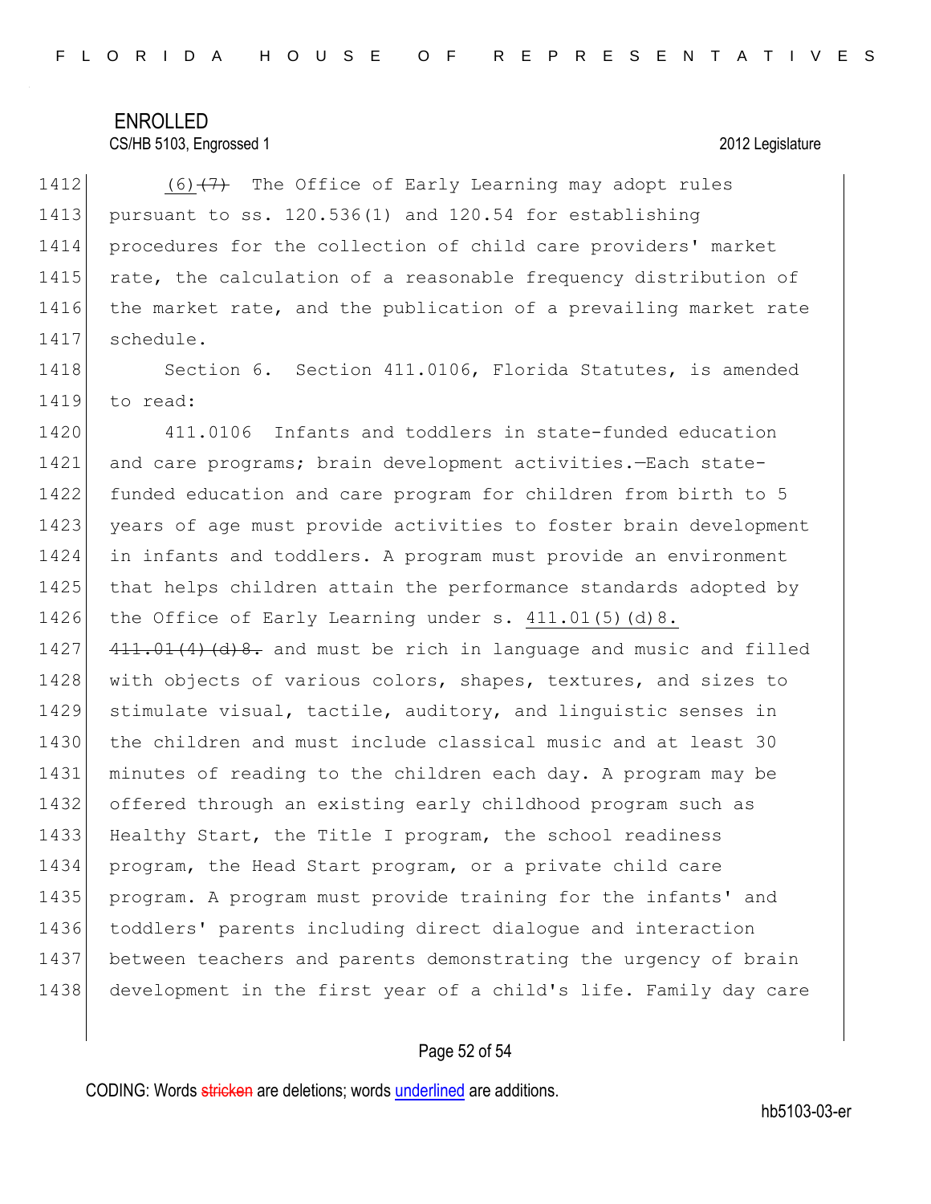(6) ~~(7)~~ The Office of Early Learning may adopt rules pursuant to ss. 120.536(1) and 120.54 for establishing procedures for the collection of child care providers' market rate, the calculation of a reasonable frequency distribution of the market rate, and the publication of a prevailing market rate schedule.

Section 6. Section 411.0106, Florida Statutes, is amended to read:

411.0106 Infants and toddlers in state-funded education and care programs; brain development activities.—Each state-funded education and care program for children from birth to 5 years of age must provide activities to foster brain development in infants and toddlers. A program must provide an environment that helps children attain the performance standards adopted by the Office of Early Learning under s. 411.01(5)(d)8. ~~411.01(4)(d)8.~~ and must be rich in language and music and filled with objects of various colors, shapes, textures, and sizes to stimulate visual, tactile, auditory, and linguistic senses in the children and must include classical music and at least 30 minutes of reading to the children each day. A program may be offered through an existing early childhood program such as Healthy Start, the Title I program, the school readiness program, the Head Start program, or a private child care program. A program must provide training for the infants' and toddlers' parents including direct dialogue and interaction between teachers and parents demonstrating the urgency of brain development in the first year of a child's life. Family day care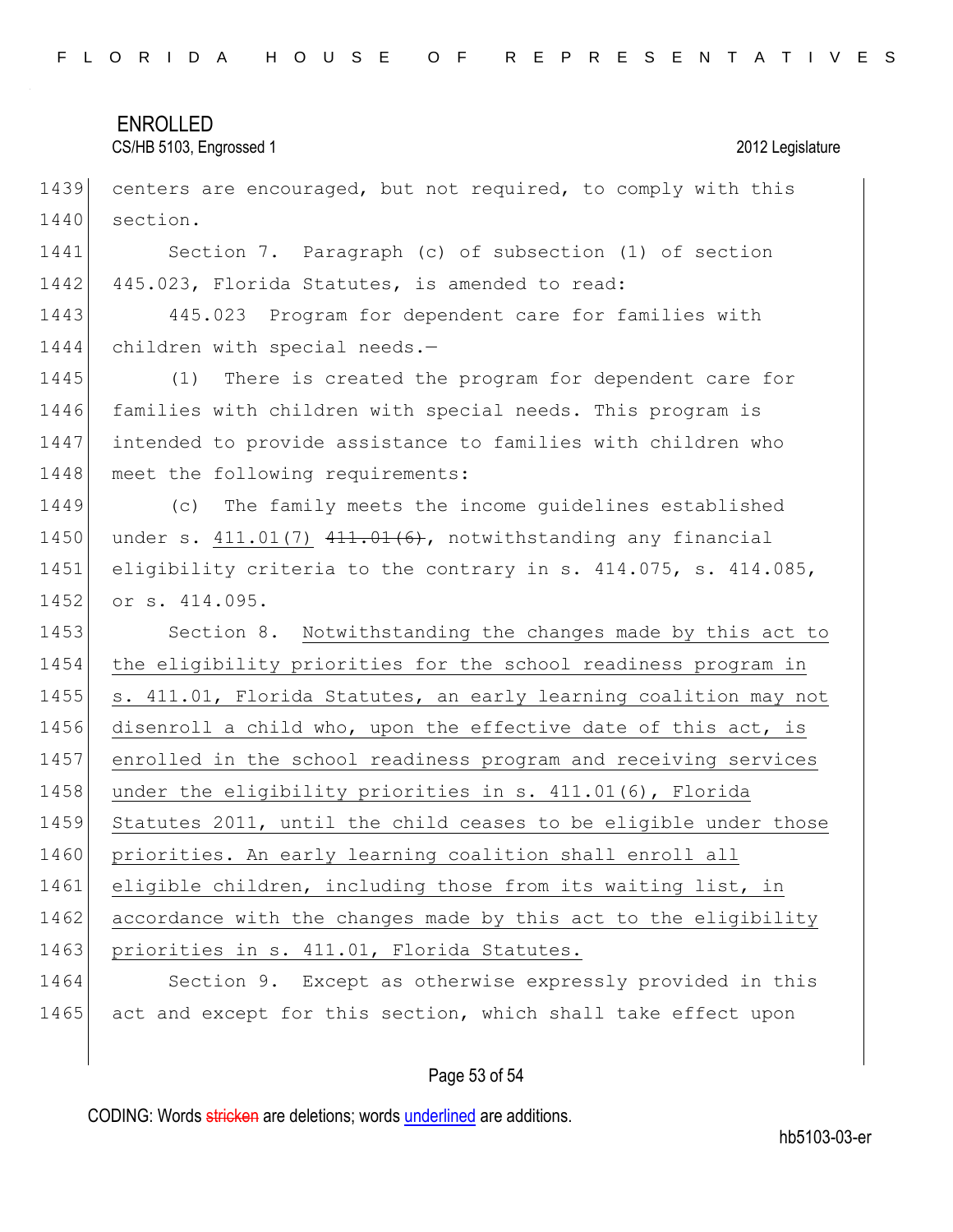centers are encouraged, but not required, to comply with this section.

Section 7. Paragraph (c) of subsection (1) of section 445.023, Florida Statutes, is amended to read:

445.023 Program for dependent care for families with children with special needs.—

(1) There is created the program for dependent care for families with children with special needs. This program is intended to provide assistance to families with children who meet the following requirements:

(c) The family meets the income guidelines established under s. 411.01(7) ~~411.01(6)~~, notwithstanding any financial eligibility criteria to the contrary in s. 414.075, s. 414.085, or s. 414.095.

Section 8. Notwithstanding the changes made by this act to the eligibility priorities for the school readiness program in s. 411.01, Florida Statutes, an early learning coalition may not disenroll a child who, upon the effective date of this act, is enrolled in the school readiness program and receiving services under the eligibility priorities in s. 411.01(6), Florida Statutes 2011, until the child ceases to be eligible under those priorities. An early learning coalition shall enroll all eligible children, including those from its waiting list, in accordance with the changes made by this act to the eligibility priorities in s. 411.01, Florida Statutes.

Section 9. Except as otherwise expressly provided in this act and except for this section, which shall take effect upon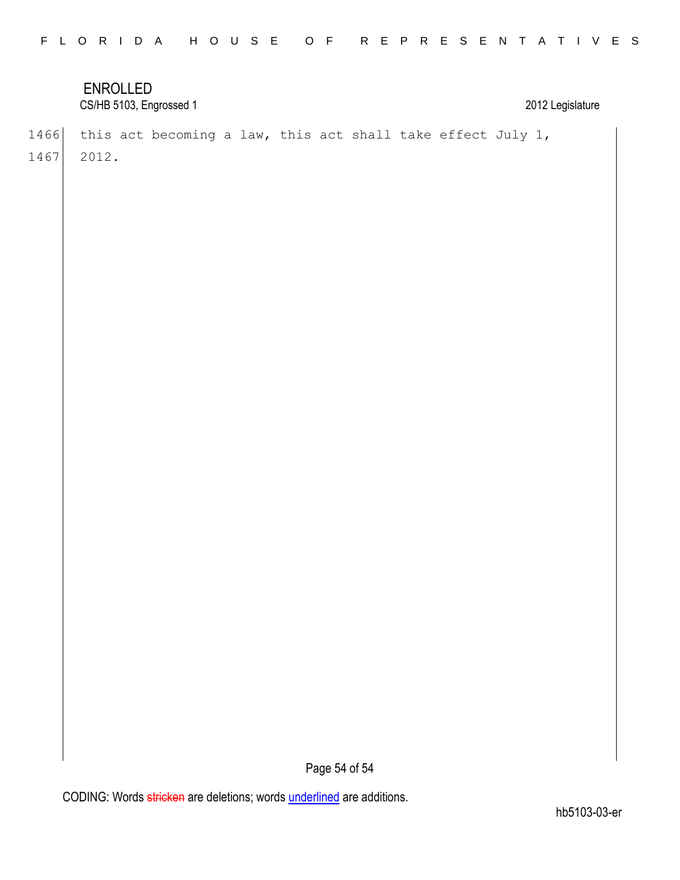this act becoming a law, this act shall take effect July 1, 2012.